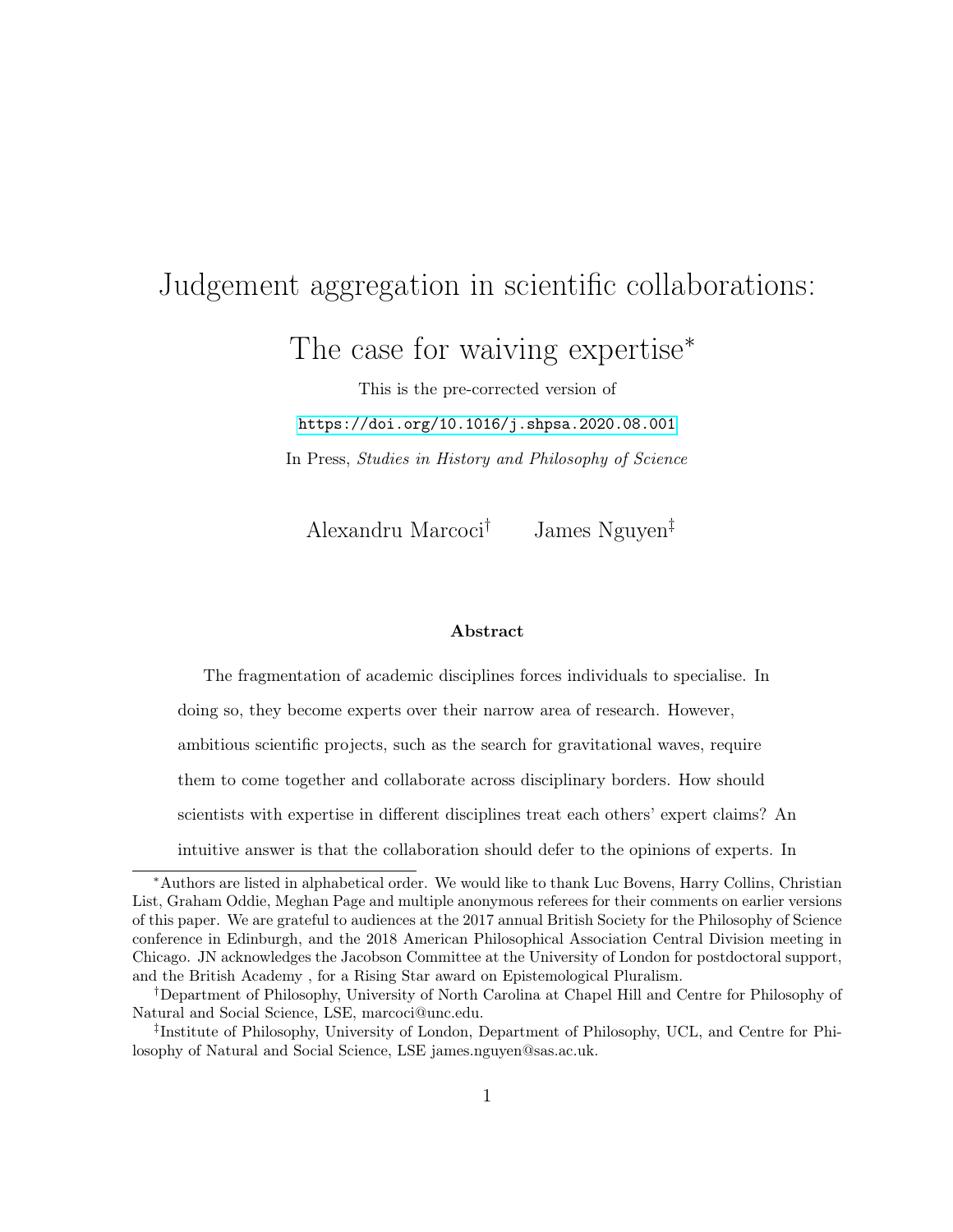# Judgement aggregation in scientific collaborations: The case for waiving expertise*

This is the pre-corrected version of

https://doi.org/10.1016/j.shpsa.2020.08.001

In Press, *Studies in History and Philosophy of Science*

Alexandru Marcoci[†] James Nguyen[‡]

**Abstract**

The fragmentation of academic disciplines forces individuals to specialise. In doing so, they become experts over their narrow area of research. However, ambitious scientific projects, such as the search for gravitational waves, require them to come together and collaborate across disciplinary borders. How should scientists with expertise in different disciplines treat each others' expert claims? An intuitive answer is that the collaboration should defer to the opinions of experts. In

---

*Authors are listed in alphabetical order. We would like to thank Luc Bovens, Harry Collins, Christian List, Graham Oddie, Meghan Page and multiple anonymous referees for their comments on earlier versions of this paper. We are grateful to audiences at the 2017 annual British Society for the Philosophy of Science conference in Edinburgh, and the 2018 American Philosophical Association Central Division meeting in Chicago. JN acknowledges the Jacobson Committee at the University of London for postdoctoral support, and the British Academy , for a Rising Star award on Epistemological Pluralism.

[†]Department of Philosophy, University of North Carolina at Chapel Hill and Centre for Philosophy of Natural and Social Science, LSE, marcoci@unc.edu.

[‡]Institute of Philosophy, University of London, Department of Philosophy, UCL, and Centre for Philosophy of Natural and Social Science, LSE james.nguyen@sas.ac.uk.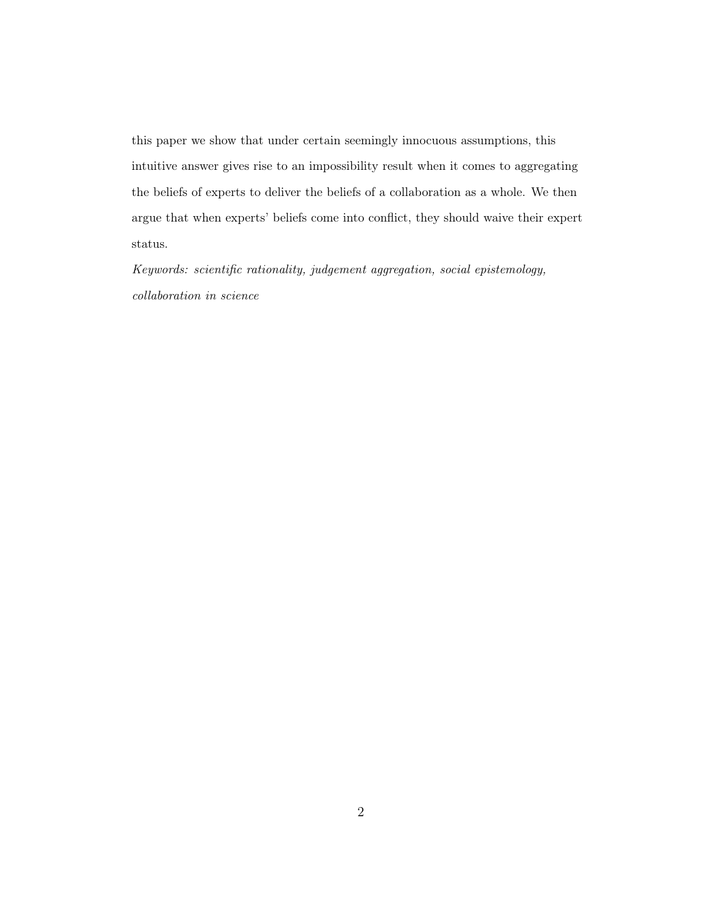this paper we show that under certain seemingly innocuous assumptions, this intuitive answer gives rise to an impossibility result when it comes to aggregating the beliefs of experts to deliver the beliefs of a collaboration as a whole. We then argue that when experts' beliefs come into conflict, they should waive their expert status.

*Keywords: scientific rationality, judgement aggregation, social epistemology, collaboration in science*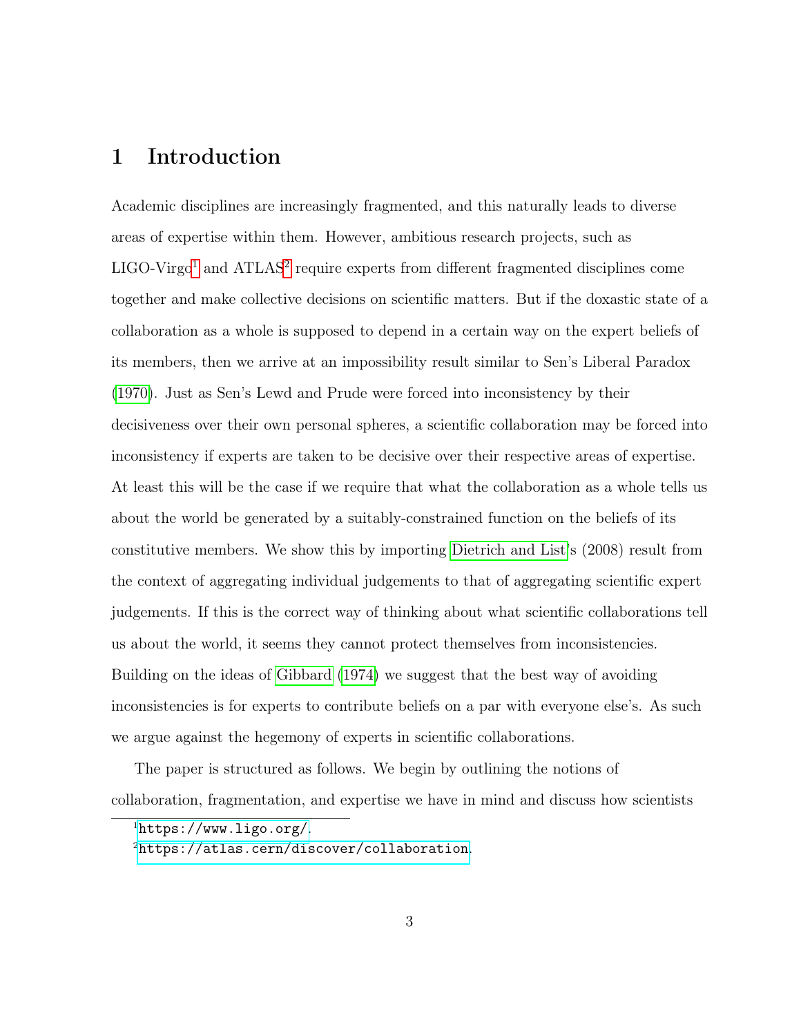# 1 Introduction

Academic disciplines are increasingly fragmented, and this naturally leads to diverse areas of expertise within them. However, ambitious research projects, such as LIGO-Virgo[1] and ATLAS[2] require experts from different fragmented disciplines come together and make collective decisions on scientific matters. But if the doxastic state of a collaboration as a whole is supposed to depend in a certain way on the expert beliefs of its members, then we arrive at an impossibility result similar to Sen's Liberal Paradox (1970). Just as Sen's Lewd and Prude were forced into inconsistency by their decisiveness over their own personal spheres, a scientific collaboration may be forced into inconsistency if experts are taken to be decisive over their respective areas of expertise. At least this will be the case if we require that what the collaboration as a whole tells us about the world be generated by a suitably-constrained function on the beliefs of its constitutive members. We show this by importing Dietrich and List's (2008) result from the context of aggregating individual judgements to that of aggregating scientific expert judgements. If this is the correct way of thinking about what scientific collaborations tell us about the world, it seems they cannot protect themselves from inconsistencies. Building on the ideas of Gibbard (1974) we suggest that the best way of avoiding inconsistencies is for experts to contribute beliefs on a par with everyone else's. As such we argue against the hegemony of experts in scientific collaborations.

The paper is structured as follows. We begin by outlining the notions of collaboration, fragmentation, and expertise we have in mind and discuss how scientists

[1] https://www.ligo.org/.

[2] https://atlas.cern/discover/collaboration.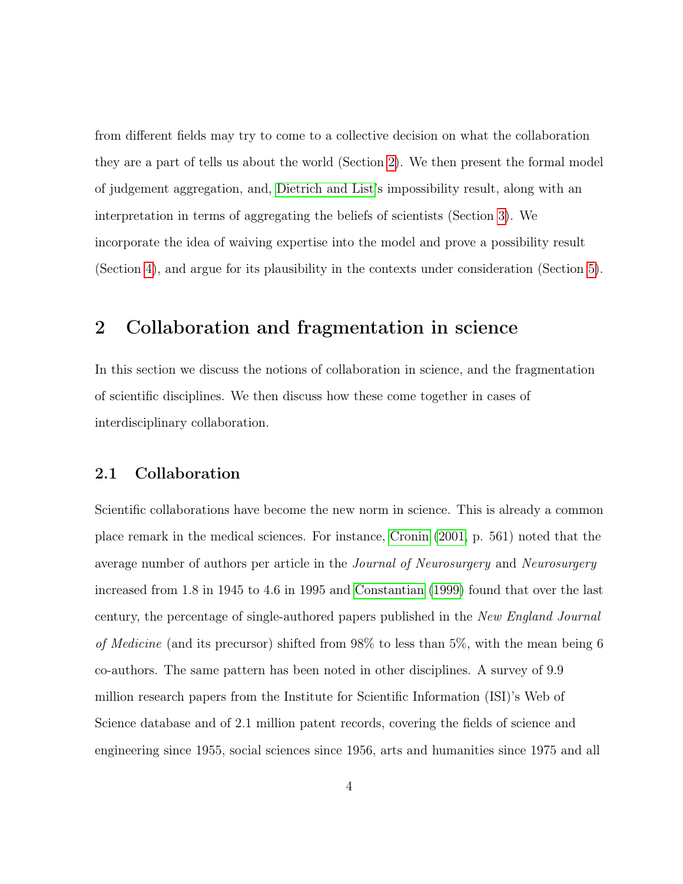from different fields may try to come to a collective decision on what the collaboration they are a part of tells us about the world (Section 2). We then present the formal model of judgement aggregation, and, Dietrich and List's impossibility result, along with an interpretation in terms of aggregating the beliefs of scientists (Section 3). We incorporate the idea of waiving expertise into the model and prove a possibility result (Section 4), and argue for its plausibility in the contexts under consideration (Section 5).

## 2 Collaboration and fragmentation in science

In this section we discuss the notions of collaboration in science, and the fragmentation of scientific disciplines. We then discuss how these come together in cases of interdisciplinary collaboration.

### 2.1 Collaboration

Scientific collaborations have become the new norm in science. This is already a common place remark in the medical sciences. For instance, Cronin (2001, p. 561) noted that the average number of authors per article in the *Journal of Neurosurgery* and *Neurosurgery* increased from 1.8 in 1945 to 4.6 in 1995 and Constantian (1999) found that over the last century, the percentage of single-authored papers published in the *New England Journal of Medicine* (and its precursor) shifted from 98% to less than 5%, with the mean being 6 co-authors. The same pattern has been noted in other disciplines. A survey of 9.9 million research papers from the Institute for Scientific Information (ISI)'s Web of Science database and of 2.1 million patent records, covering the fields of science and engineering since 1955, social sciences since 1956, arts and humanities since 1975 and all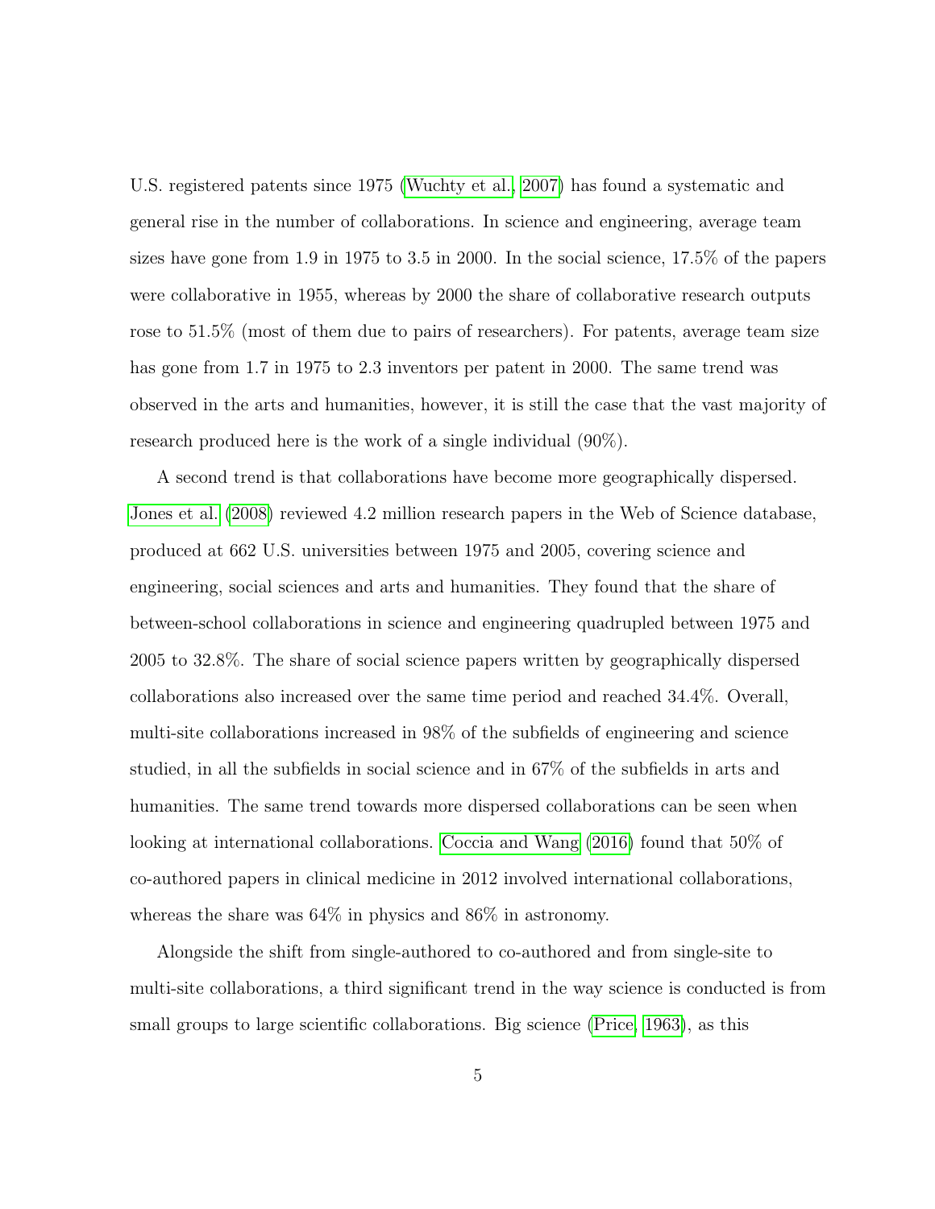U.S. registered patents since 1975 (Wuchty et al., 2007) has found a systematic and general rise in the number of collaborations. In science and engineering, average team sizes have gone from 1.9 in 1975 to 3.5 in 2000. In the social science, 17.5% of the papers were collaborative in 1955, whereas by 2000 the share of collaborative research outputs rose to 51.5% (most of them due to pairs of researchers). For patents, average team size has gone from 1.7 in 1975 to 2.3 inventors per patent in 2000. The same trend was observed in the arts and humanities, however, it is still the case that the vast majority of research produced here is the work of a single individual (90%).

A second trend is that collaborations have become more geographically dispersed. Jones et al. (2008) reviewed 4.2 million research papers in the Web of Science database, produced at 662 U.S. universities between 1975 and 2005, covering science and engineering, social sciences and arts and humanities. They found that the share of between-school collaborations in science and engineering quadrupled between 1975 and 2005 to 32.8%. The share of social science papers written by geographically dispersed collaborations also increased over the same time period and reached 34.4%. Overall, multi-site collaborations increased in 98% of the subfields of engineering and science studied, in all the subfields in social science and in 67% of the subfields in arts and humanities. The same trend towards more dispersed collaborations can be seen when looking at international collaborations. Coccia and Wang (2016) found that 50% of co-authored papers in clinical medicine in 2012 involved international collaborations, whereas the share was 64% in physics and 86% in astronomy.

Alongside the shift from single-authored to co-authored and from single-site to multi-site collaborations, a third significant trend in the way science is conducted is from small groups to large scientific collaborations. Big science (Price, 1963), as this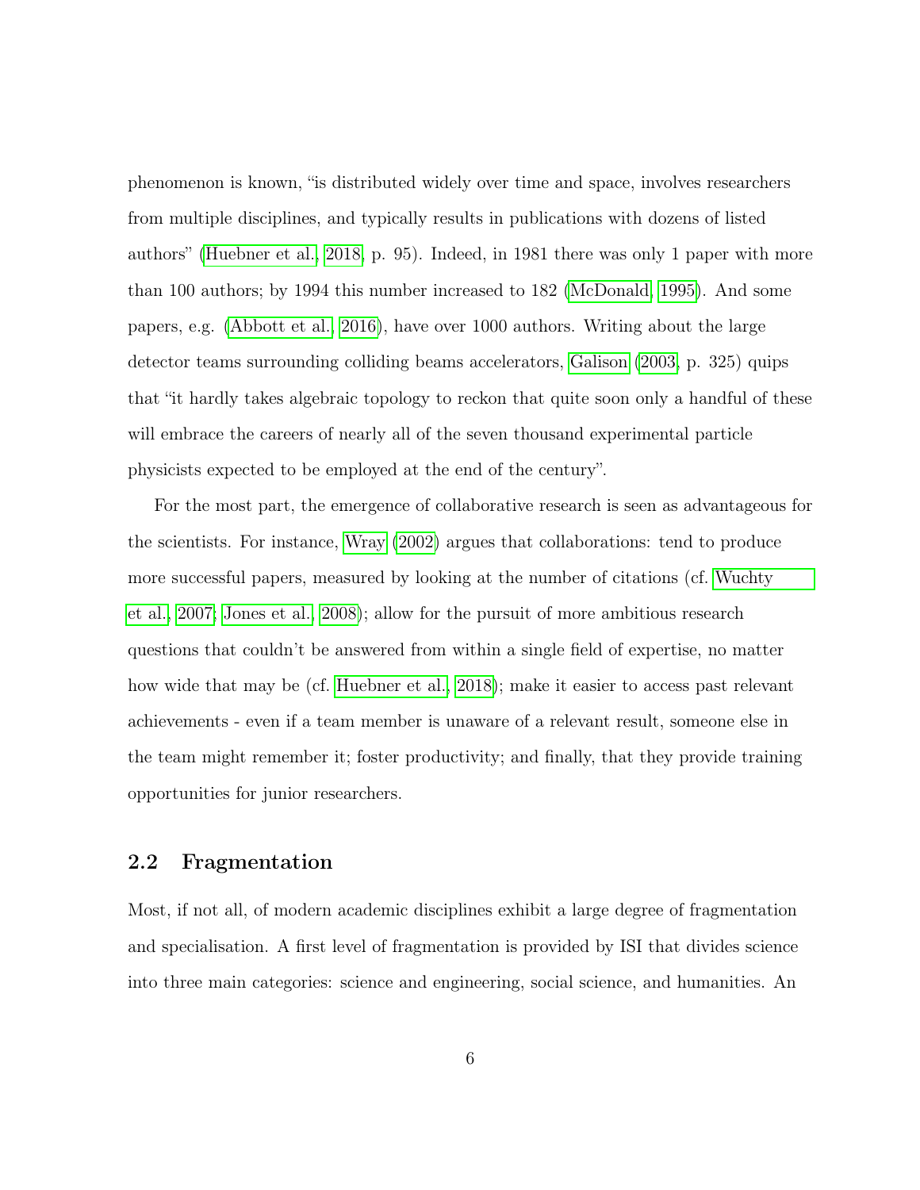phenomenon is known, "is distributed widely over time and space, involves researchers from multiple disciplines, and typically results in publications with dozens of listed authors" (Huebner et al., 2018, p. 95). Indeed, in 1981 there was only 1 paper with more than 100 authors; by 1994 this number increased to 182 (McDonald, 1995). And some papers, e.g. (Abbott et al., 2016), have over 1000 authors. Writing about the large detector teams surrounding colliding beams accelerators, Galison (2003, p. 325) quips that "it hardly takes algebraic topology to reckon that quite soon only a handful of these will embrace the careers of nearly all of the seven thousand experimental particle physicists expected to be employed at the end of the century".

For the most part, the emergence of collaborative research is seen as advantageous for the scientists. For instance, Wray (2002) argues that collaborations: tend to produce more successful papers, measured by looking at the number of citations (cf. Wuchty et al., 2007; Jones et al., 2008); allow for the pursuit of more ambitious research questions that couldn't be answered from within a single field of expertise, no matter how wide that may be (cf. Huebner et al., 2018); make it easier to access past relevant achievements - even if a team member is unaware of a relevant result, someone else in the team might remember it; foster productivity; and finally, that they provide training opportunities for junior researchers.

## 2.2 Fragmentation

Most, if not all, of modern academic disciplines exhibit a large degree of fragmentation and specialisation. A first level of fragmentation is provided by ISI that divides science into three main categories: science and engineering, social science, and humanities. An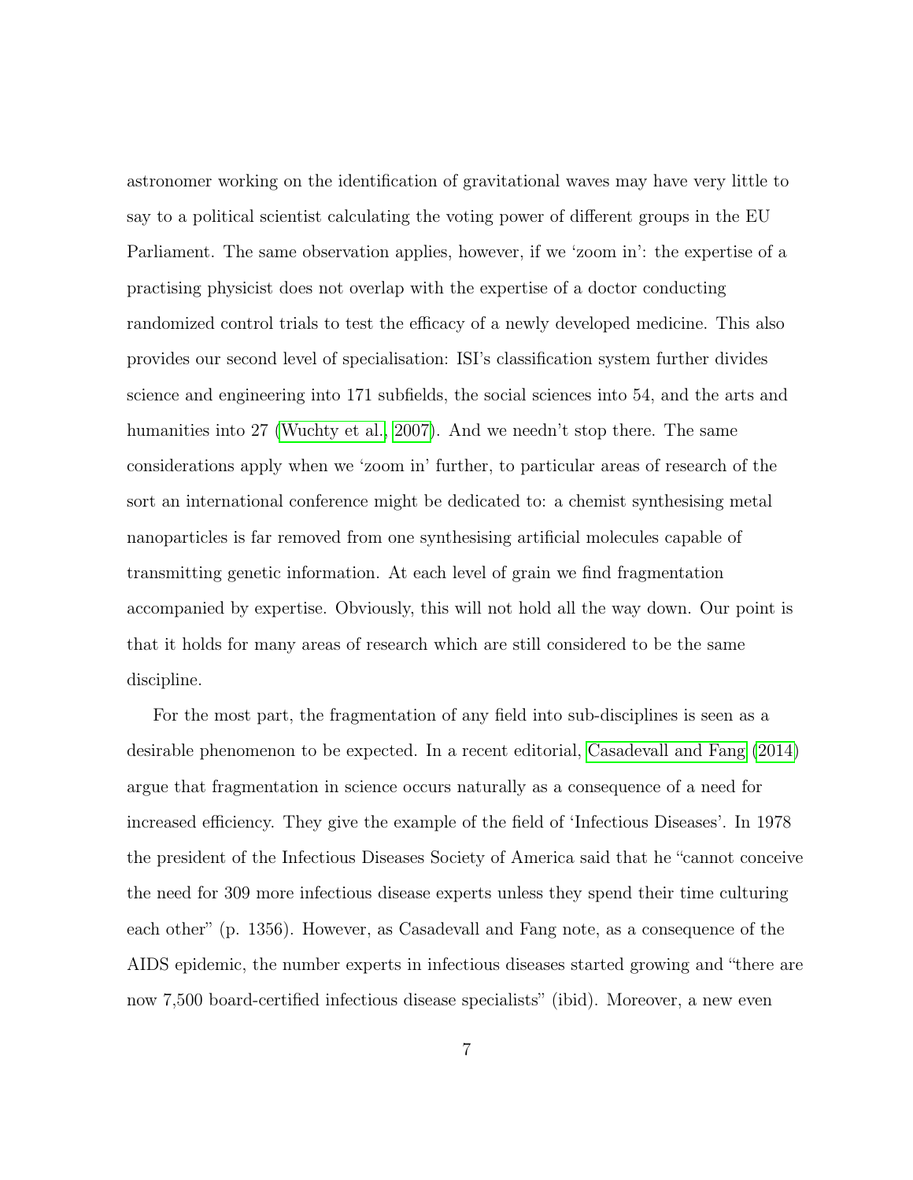astronomer working on the identification of gravitational waves may have very little to say to a political scientist calculating the voting power of different groups in the EU Parliament. The same observation applies, however, if we 'zoom in': the expertise of a practising physicist does not overlap with the expertise of a doctor conducting randomized control trials to test the efficacy of a newly developed medicine. This also provides our second level of specialisation: ISI's classification system further divides science and engineering into 171 subfields, the social sciences into 54, and the arts and humanities into 27 (Wuchty et al., 2007). And we needn't stop there. The same considerations apply when we 'zoom in' further, to particular areas of research of the sort an international conference might be dedicated to: a chemist synthesising metal nanoparticles is far removed from one synthesising artificial molecules capable of transmitting genetic information. At each level of grain we find fragmentation accompanied by expertise. Obviously, this will not hold all the way down. Our point is that it holds for many areas of research which are still considered to be the same discipline.

For the most part, the fragmentation of any field into sub-disciplines is seen as a desirable phenomenon to be expected. In a recent editorial, Casadevall and Fang (2014) argue that fragmentation in science occurs naturally as a consequence of a need for increased efficiency. They give the example of the field of 'Infectious Diseases'. In 1978 the president of the Infectious Diseases Society of America said that he "cannot conceive the need for 309 more infectious disease experts unless they spend their time culturing each other" (p. 1356). However, as Casadevall and Fang note, as a consequence of the AIDS epidemic, the number experts in infectious diseases started growing and "there are now 7,500 board-certified infectious disease specialists" (ibid). Moreover, a new even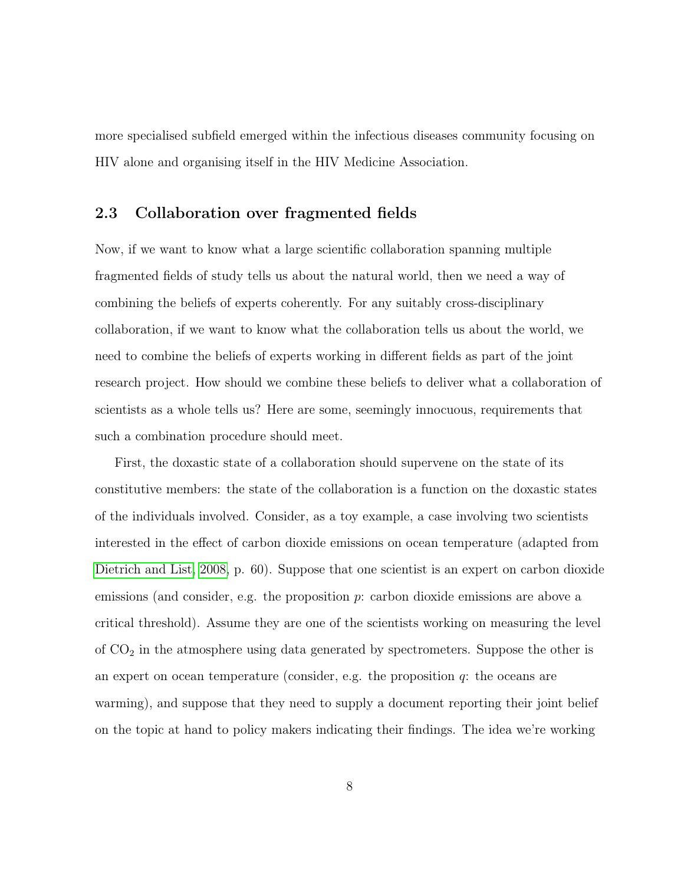more specialised subfield emerged within the infectious diseases community focusing on HIV alone and organising itself in the HIV Medicine Association.

## 2.3 Collaboration over fragmented fields

Now, if we want to know what a large scientific collaboration spanning multiple fragmented fields of study tells us about the natural world, then we need a way of combining the beliefs of experts coherently. For any suitably cross-disciplinary collaboration, if we want to know what the collaboration tells us about the world, we need to combine the beliefs of experts working in different fields as part of the joint research project. How should we combine these beliefs to deliver what a collaboration of scientists as a whole tells us? Here are some, seemingly innocuous, requirements that such a combination procedure should meet.

First, the doxastic state of a collaboration should supervene on the state of its constitutive members: the state of the collaboration is a function on the doxastic states of the individuals involved. Consider, as a toy example, a case involving two scientists interested in the effect of carbon dioxide emissions on ocean temperature (adapted from Dietrich and List, 2008, p. 60). Suppose that one scientist is an expert on carbon dioxide emissions (and consider, e.g. the proposition $p$: carbon dioxide emissions are above a critical threshold). Assume they are one of the scientists working on measuring the level of $CO_2$ in the atmosphere using data generated by spectrometers. Suppose the other is an expert on ocean temperature (consider, e.g. the proposition $q$: the oceans are warming), and suppose that they need to supply a document reporting their joint belief on the topic at hand to policy makers indicating their findings. The idea we're working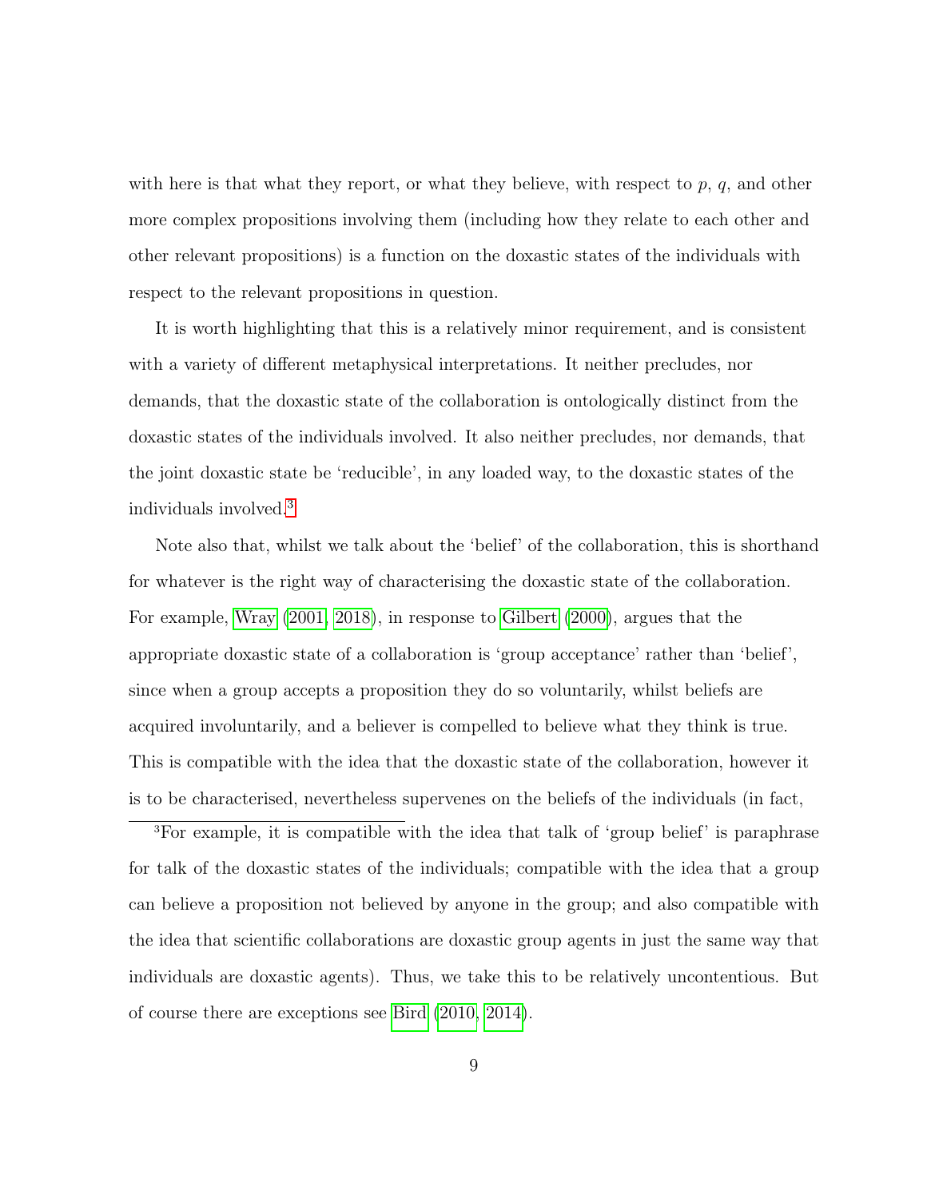with here is that what they report, or what they believe, with respect to $p$, $q$, and other more complex propositions involving them (including how they relate to each other and other relevant propositions) is a function on the doxastic states of the individuals with respect to the relevant propositions in question.

It is worth highlighting that this is a relatively minor requirement, and is consistent with a variety of different metaphysical interpretations. It neither precludes, nor demands, that the doxastic state of the collaboration is ontologically distinct from the doxastic states of the individuals involved. It also neither precludes, nor demands, that the joint doxastic state be 'reducible', in any loaded way, to the doxastic states of the individuals involved.[3]

Note also that, whilst we talk about the 'belief' of the collaboration, this is shorthand for whatever is the right way of characterising the doxastic state of the collaboration. For example, Wray (2001, 2018), in response to Gilbert (2000), argues that the appropriate doxastic state of a collaboration is 'group acceptance' rather than 'belief', since when a group accepts a proposition they do so voluntarily, whilst beliefs are acquired involuntarily, and a believer is compelled to believe what they think is true. This is compatible with the idea that the doxastic state of the collaboration, however it is to be characterised, nevertheless supervenes on the beliefs of the individuals (in fact,

[3] For example, it is compatible with the idea that talk of 'group belief' is paraphrase for talk of the doxastic states of the individuals; compatible with the idea that a group can believe a proposition not believed by anyone in the group; and also compatible with the idea that scientific collaborations are doxastic group agents in just the same way that individuals are doxastic agents). Thus, we take this to be relatively uncontentious. But of course there are exceptions see Bird (2010, 2014).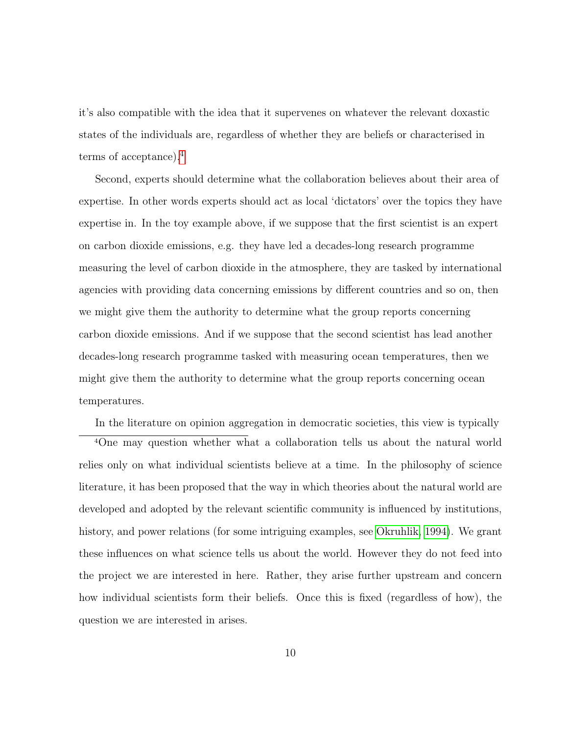it's also compatible with the idea that it supervenes on whatever the relevant doxastic states of the individuals are, regardless of whether they are beliefs or characterised in terms of acceptance).[4]

Second, experts should determine what the collaboration believes about their area of expertise. In other words experts should act as local 'dictators' over the topics they have expertise in. In the toy example above, if we suppose that the first scientist is an expert on carbon dioxide emissions, e.g. they have led a decades-long research programme measuring the level of carbon dioxide in the atmosphere, they are tasked by international agencies with providing data concerning emissions by different countries and so on, then we might give them the authority to determine what the group reports concerning carbon dioxide emissions. And if we suppose that the second scientist has lead another decades-long research programme tasked with measuring ocean temperatures, then we might give them the authority to determine what the group reports concerning ocean temperatures.

In the literature on opinion aggregation in democratic societies, this view is typically

[4]One may question whether what a collaboration tells us about the natural world relies only on what individual scientists believe at a time. In the philosophy of science literature, it has been proposed that the way in which theories about the natural world are developed and adopted by the relevant scientific community is influenced by institutions, history, and power relations (for some intriguing examples, see Okruhlik, 1994). We grant these influences on what science tells us about the world. However they do not feed into the project we are interested in here. Rather, they arise further upstream and concern how individual scientists form their beliefs. Once this is fixed (regardless of how), the question we are interested in arises.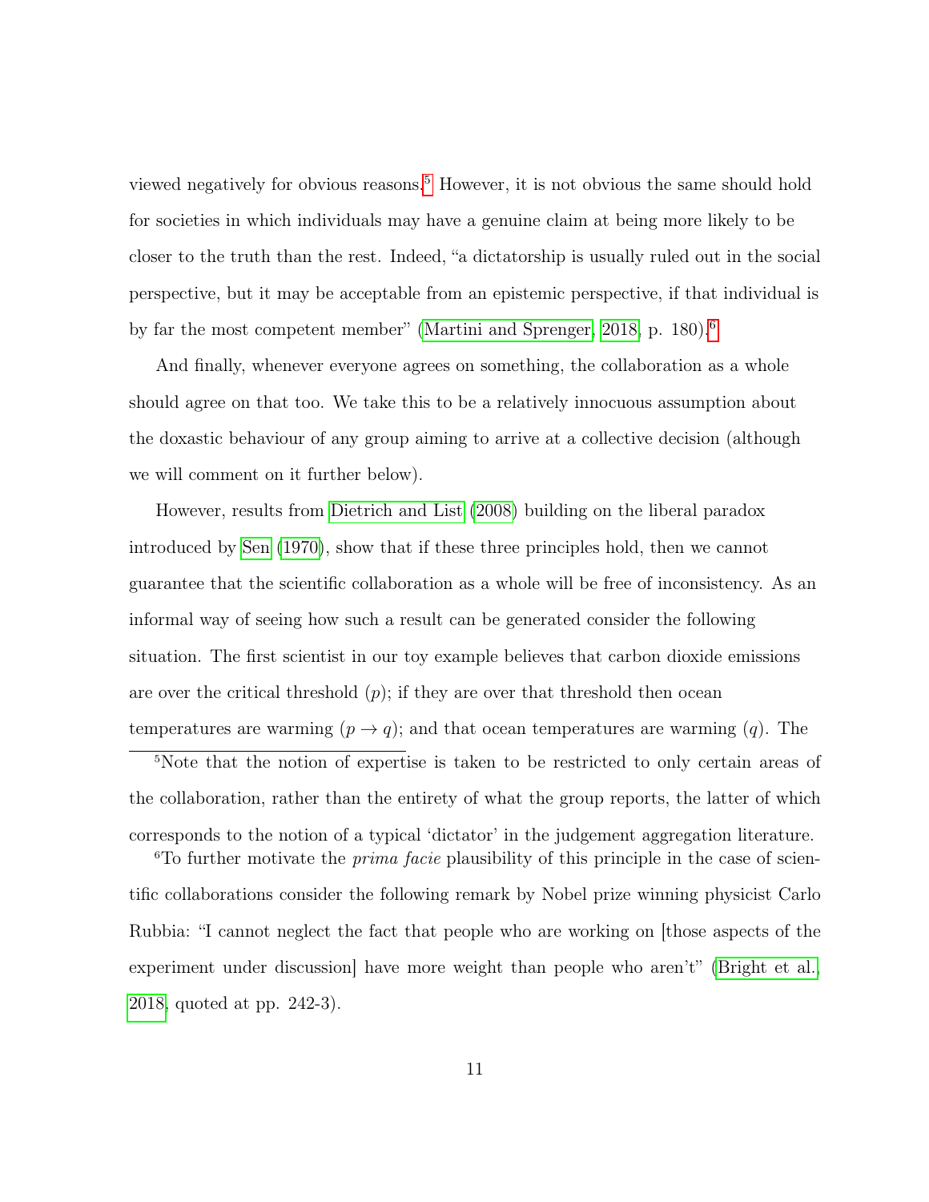viewed negatively for obvious reasons.[5] However, it is not obvious the same should hold for societies in which individuals may have a genuine claim at being more likely to be closer to the truth than the rest. Indeed, "a dictatorship is usually ruled out in the social perspective, but it may be acceptable from an epistemic perspective, if that individual is by far the most competent member" (Martini and Sprenger, 2018, p. 180).[6]

And finally, whenever everyone agrees on something, the collaboration as a whole should agree on that too. We take this to be a relatively innocuous assumption about the doxastic behaviour of any group aiming to arrive at a collective decision (although we will comment on it further below).

However, results from Dietrich and List (2008) building on the liberal paradox introduced by Sen (1970), show that if these three principles hold, then we cannot guarantee that the scientific collaboration as a whole will be free of inconsistency. As an informal way of seeing how such a result can be generated consider the following situation. The first scientist in our toy example believes that carbon dioxide emissions are over the critical threshold ($p$); if they are over that threshold then ocean temperatures are warming ($p \rightarrow q$); and that ocean temperatures are warming ($q$). The

---

[5] Note that the notion of expertise is taken to be restricted to only certain areas of the collaboration, rather than the entirety of what the group reports, the latter of which corresponds to the notion of a typical 'dictator' in the judgement aggregation literature.

[6] To further motivate the *prima facie* plausibility of this principle in the case of scientific collaborations consider the following remark by Nobel prize winning physicist Carlo Rubbia: "I cannot neglect the fact that people who are working on [those aspects of the experiment under discussion] have more weight than people who aren't" (Bright et al., 2018, quoted at pp. 242-3).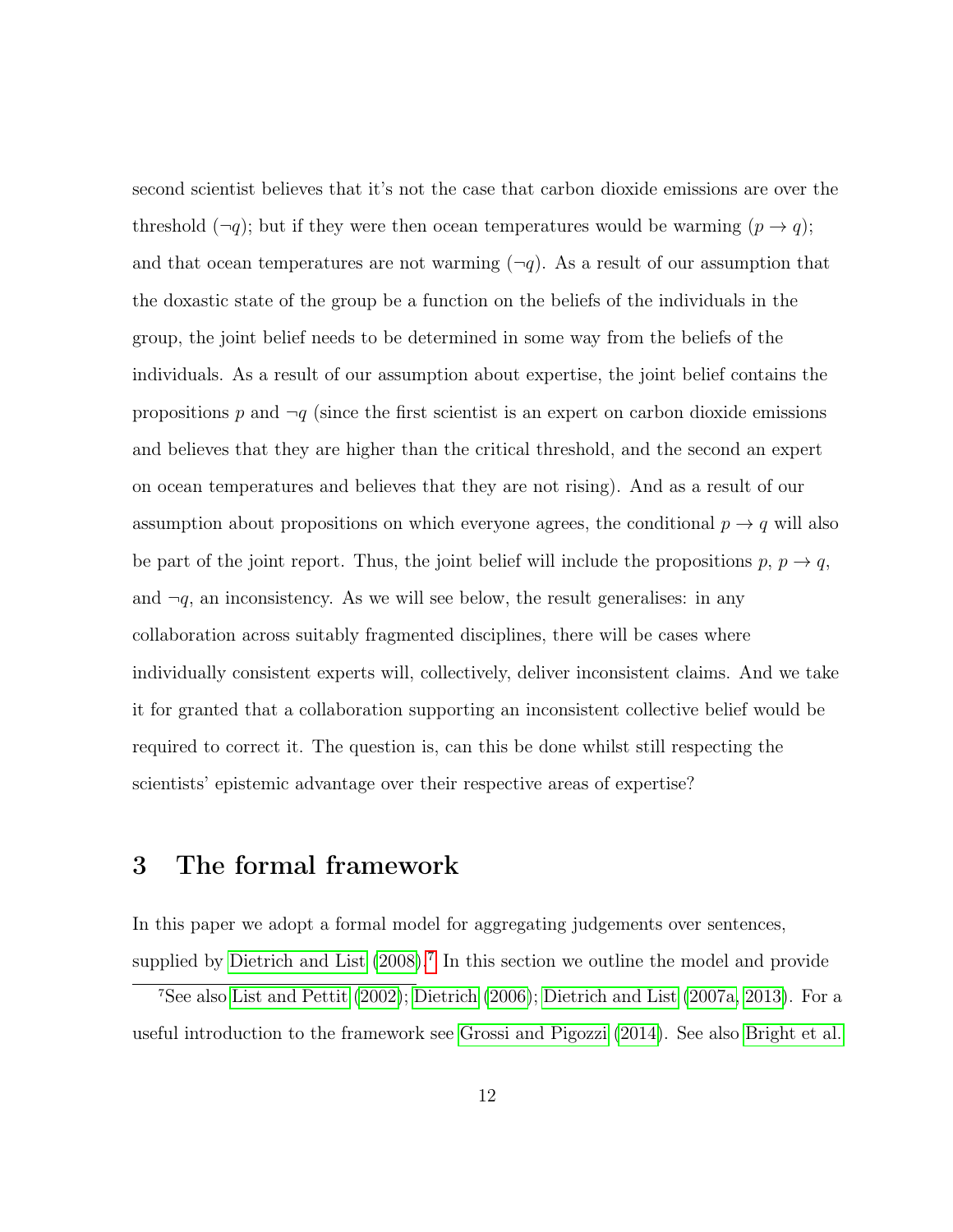second scientist believes that it's not the case that carbon dioxide emissions are over the threshold ($\neg q$); but if they were then ocean temperatures would be warming ($p \rightarrow q$); and that ocean temperatures are not warming ($\neg q$). As a result of our assumption that the doxastic state of the group be a function on the beliefs of the individuals in the group, the joint belief needs to be determined in some way from the beliefs of the individuals. As a result of our assumption about expertise, the joint belief contains the propositions $p$ and $\neg q$ (since the first scientist is an expert on carbon dioxide emissions and believes that they are higher than the critical threshold, and the second an expert on ocean temperatures and believes that they are not rising). And as a result of our assumption about propositions on which everyone agrees, the conditional $p \rightarrow q$ will also be part of the joint report. Thus, the joint belief will include the propositions $p$, $p \rightarrow q$, and $\neg q$, an inconsistency. As we will see below, the result generalises: in any collaboration across suitably fragmented disciplines, there will be cases where individually consistent experts will, collectively, deliver inconsistent claims. And we take it for granted that a collaboration supporting an inconsistent collective belief would be required to correct it. The question is, can this be done whilst still respecting the scientists' epistemic advantage over their respective areas of expertise?

## 3 The formal framework

In this paper we adopt a formal model for aggregating judgements over sentences, supplied by Dietrich and List (2008).[7] In this section we outline the model and provide

[7] See also List and Pettit (2002); Dietrich (2006); Dietrich and List (2007a, 2013). For a useful introduction to the framework see Grossi and Pigozzi (2014). See also Bright et al.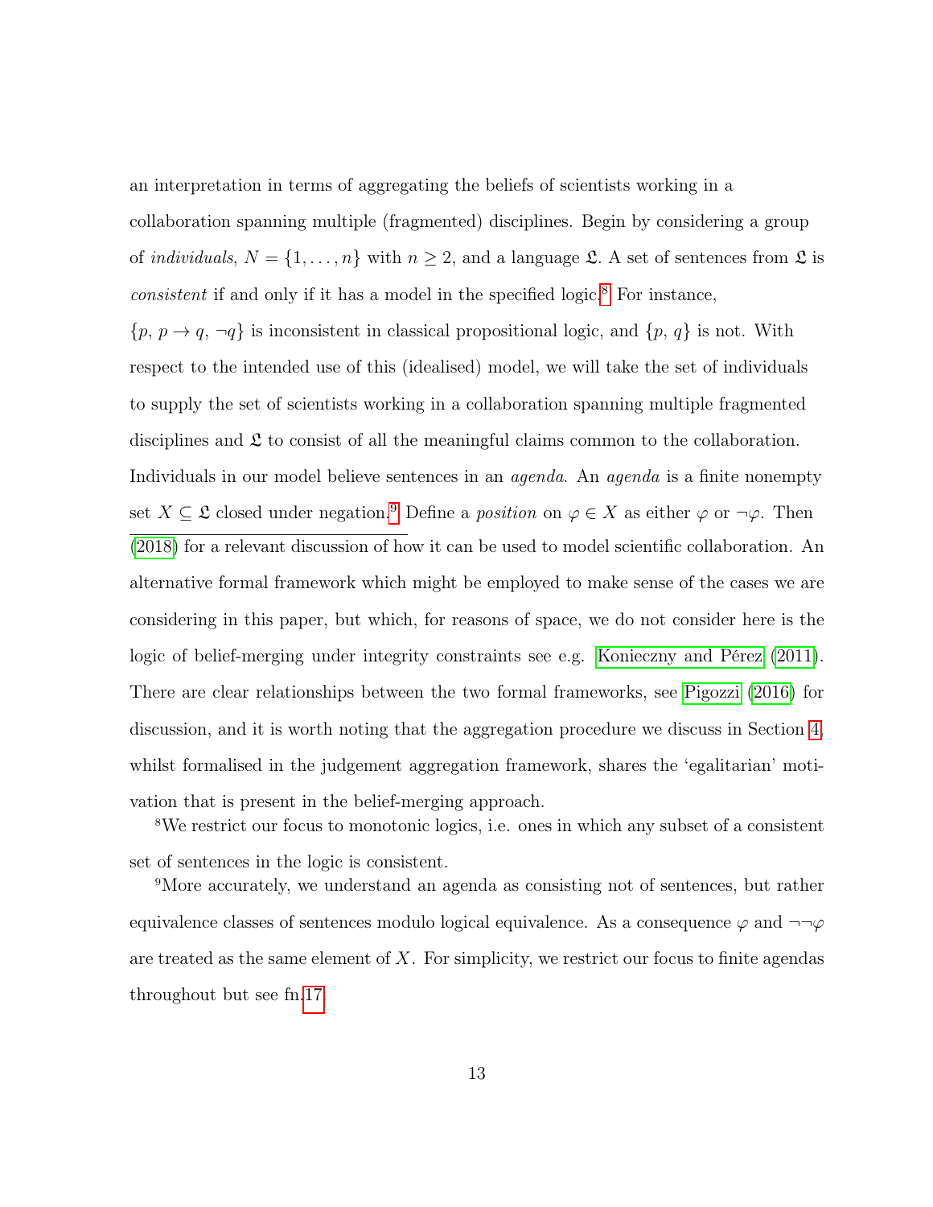an interpretation in terms of aggregating the beliefs of scientists working in a collaboration spanning multiple (fragmented) disciplines. Begin by considering a group of *individuals*, $N = \{1, \ldots, n\}$ with $n \geq 2$, and a language $\mathfrak{L}$. A set of sentences from $\mathfrak{L}$ is *consistent* if and only if it has a model in the specified logic.[8] For instance, $\{p,\, p \to q,\, \neg q\}$ is inconsistent in classical propositional logic, and $\{p,\, q\}$ is not. With respect to the intended use of this (idealised) model, we will take the set of individuals to supply the set of scientists working in a collaboration spanning multiple fragmented disciplines and $\mathfrak{L}$ to consist of all the meaningful claims common to the collaboration. Individuals in our model believe sentences in an *agenda*. An *agenda* is a finite nonempty set $X \subseteq \mathfrak{L}$ closed under negation.[9] Define a *position* on $\varphi \in X$ as either $\varphi$ or $\neg\varphi$. Then

(2018) for a relevant discussion of how it can be used to model scientific collaboration. An alternative formal framework which might be employed to make sense of the cases we are considering in this paper, but which, for reasons of space, we do not consider here is the logic of belief-merging under integrity constraints see e.g. Konieczny and Pérez (2011). There are clear relationships between the two formal frameworks, see Pigozzi (2016) for discussion, and it is worth noting that the aggregation procedure we discuss in Section 4, whilst formalised in the judgement aggregation framework, shares the 'egalitarian' motivation that is present in the belief-merging approach.

[8]We restrict our focus to monotonic logics, i.e. ones in which any subset of a consistent set of sentences in the logic is consistent.

[9]More accurately, we understand an agenda as consisting not of sentences, but rather equivalence classes of sentences modulo logical equivalence. As a consequence $\varphi$ and $\neg\neg\varphi$ are treated as the same element of $X$. For simplicity, we restrict our focus to finite agendas throughout but see fn.17.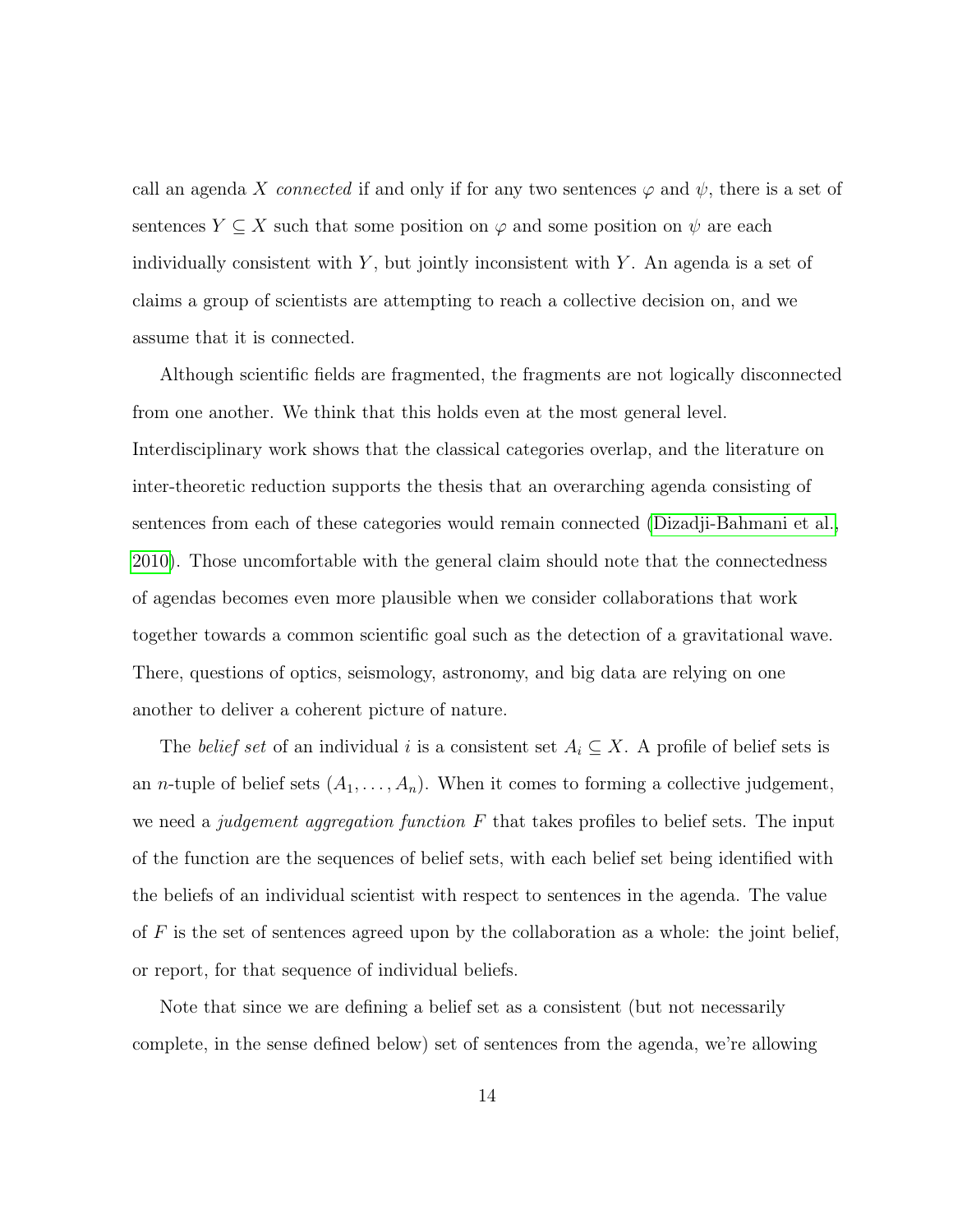call an agenda $X$ *connected* if and only if for any two sentences $\varphi$ and $\psi$, there is a set of sentences $Y \subseteq X$ such that some position on $\varphi$ and some position on $\psi$ are each individually consistent with $Y$, but jointly inconsistent with $Y$. An agenda is a set of claims a group of scientists are attempting to reach a collective decision on, and we assume that it is connected.

Although scientific fields are fragmented, the fragments are not logically disconnected from one another. We think that this holds even at the most general level. Interdisciplinary work shows that the classical categories overlap, and the literature on inter-theoretic reduction supports the thesis that an overarching agenda consisting of sentences from each of these categories would remain connected (Dizadji-Bahmani et al., 2010). Those uncomfortable with the general claim should note that the connectedness of agendas becomes even more plausible when we consider collaborations that work together towards a common scientific goal such as the detection of a gravitational wave. There, questions of optics, seismology, astronomy, and big data are relying on one another to deliver a coherent picture of nature.

The *belief set* of an individual $i$ is a consistent set $A_i \subseteq X$. A profile of belief sets is an $n$-tuple of belief sets $(A_1, \ldots, A_n)$. When it comes to forming a collective judgement, we need a *judgement aggregation function* $F$ that takes profiles to belief sets. The input of the function are the sequences of belief sets, with each belief set being identified with the beliefs of an individual scientist with respect to sentences in the agenda. The value of $F$ is the set of sentences agreed upon by the collaboration as a whole: the joint belief, or report, for that sequence of individual beliefs.

Note that since we are defining a belief set as a consistent (but not necessarily complete, in the sense defined below) set of sentences from the agenda, we're allowing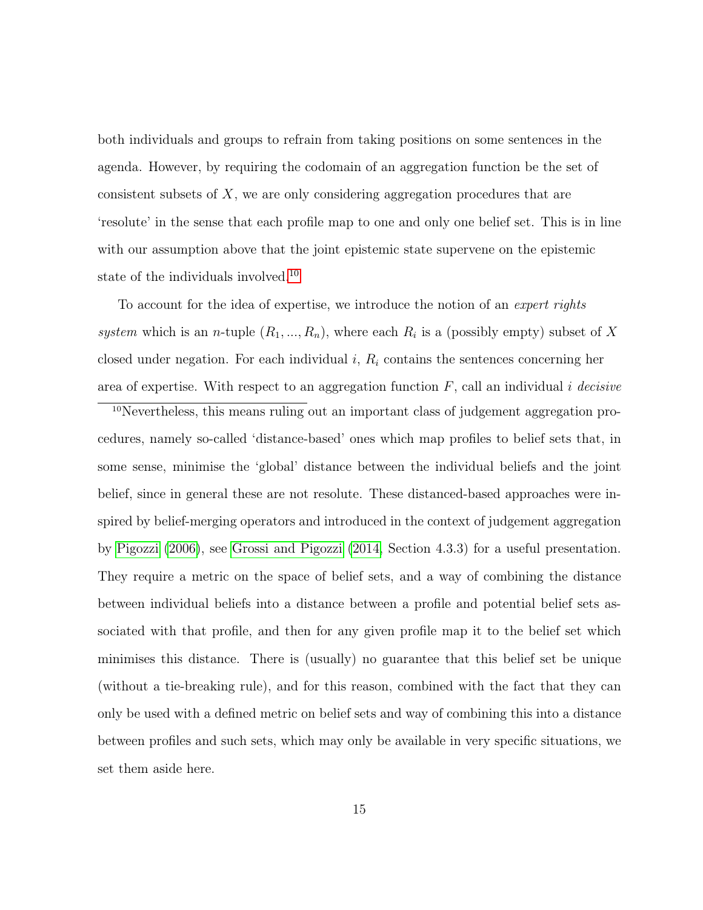both individuals and groups to refrain from taking positions on some sentences in the agenda. However, by requiring the codomain of an aggregation function be the set of consistent subsets of $X$, we are only considering aggregation procedures that are 'resolute' in the sense that each profile map to one and only one belief set. This is in line with our assumption above that the joint epistemic state supervene on the epistemic state of the individuals involved.[10]

To account for the idea of expertise, we introduce the notion of an *expert rights system* which is an $n$-tuple $(R_1, ..., R_n)$, where each $R_i$ is a (possibly empty) subset of $X$ closed under negation. For each individual $i$, $R_i$ contains the sentences concerning her area of expertise. With respect to an aggregation function $F$, call an individual $i$ *decisive*

[10]Nevertheless, this means ruling out an important class of judgement aggregation procedures, namely so-called 'distance-based' ones which map profiles to belief sets that, in some sense, minimise the 'global' distance between the individual beliefs and the joint belief, since in general these are not resolute. These distanced-based approaches were inspired by belief-merging operators and introduced in the context of judgement aggregation by Pigozzi (2006), see Grossi and Pigozzi (2014, Section 4.3.3) for a useful presentation. They require a metric on the space of belief sets, and a way of combining the distance between individual beliefs into a distance between a profile and potential belief sets associated with that profile, and then for any given profile map it to the belief set which minimises this distance. There is (usually) no guarantee that this belief set be unique (without a tie-breaking rule), and for this reason, combined with the fact that they can only be used with a defined metric on belief sets and way of combining this into a distance between profiles and such sets, which may only be available in very specific situations, we set them aside here.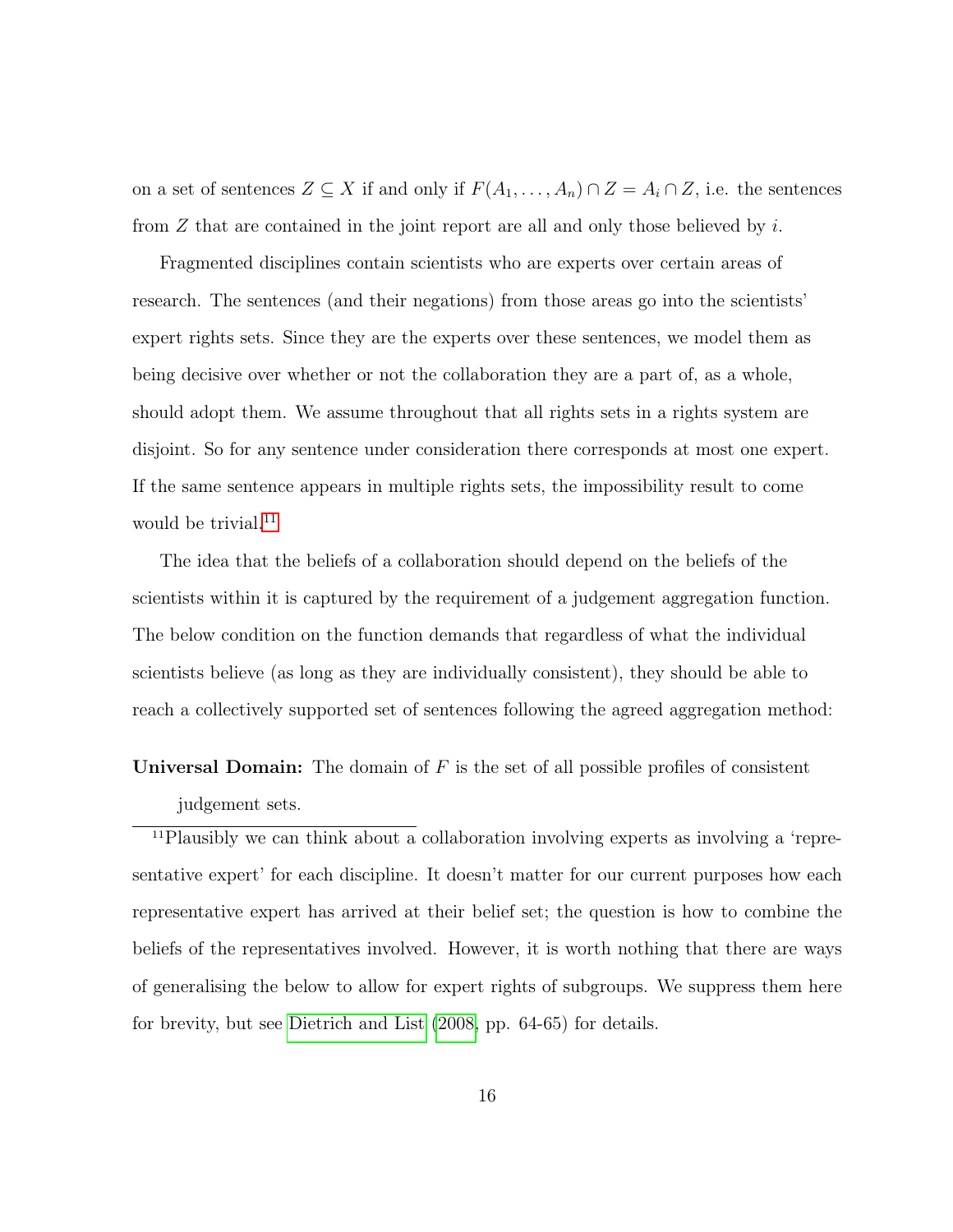on a set of sentences $Z \subseteq X$ if and only if $F(A_1, \ldots, A_n) \cap Z = A_i \cap Z$, i.e. the sentences from $Z$ that are contained in the joint report are all and only those believed by $i$.

Fragmented disciplines contain scientists who are experts over certain areas of research. The sentences (and their negations) from those areas go into the scientists' expert rights sets. Since they are the experts over these sentences, we model them as being decisive over whether or not the collaboration they are a part of, as a whole, should adopt them. We assume throughout that all rights sets in a rights system are disjoint. So for any sentence under consideration there corresponds at most one expert. If the same sentence appears in multiple rights sets, the impossibility result to come would be trivial.[11]

The idea that the beliefs of a collaboration should depend on the beliefs of the scientists within it is captured by the requirement of a judgement aggregation function. The below condition on the function demands that regardless of what the individual scientists believe (as long as they are individually consistent), they should be able to reach a collectively supported set of sentences following the agreed aggregation method:

**Universal Domain:** The domain of $F$ is the set of all possible profiles of consistent judgement sets.

[11] Plausibly we can think about a collaboration involving experts as involving a 'representative expert' for each discipline. It doesn't matter for our current purposes how each representative expert has arrived at their belief set; the question is how to combine the beliefs of the representatives involved. However, it is worth nothing that there are ways of generalising the below to allow for expert rights of subgroups. We suppress them here for brevity, but see Dietrich and List (2008, pp. 64-65) for details.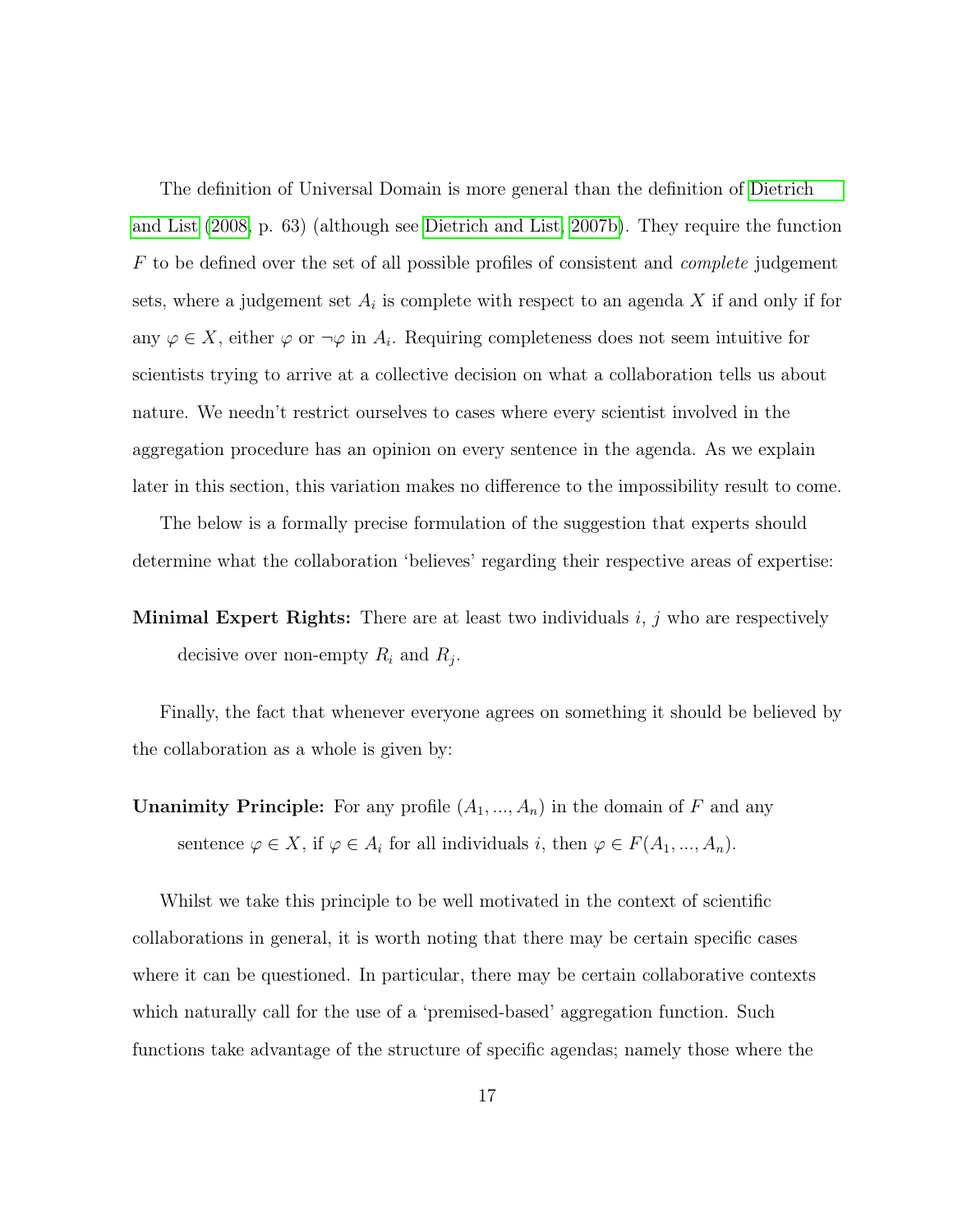The definition of Universal Domain is more general than the definition of Dietrich and List (2008, p. 63) (although see Dietrich and List, 2007b). They require the function $F$ to be defined over the set of all possible profiles of consistent and *complete* judgement sets, where a judgement set $A_i$ is complete with respect to an agenda $X$ if and only if for any $\varphi \in X$, either $\varphi$ or $\neg\varphi$ in $A_i$. Requiring completeness does not seem intuitive for scientists trying to arrive at a collective decision on what a collaboration tells us about nature. We needn't restrict ourselves to cases where every scientist involved in the aggregation procedure has an opinion on every sentence in the agenda. As we explain later in this section, this variation makes no difference to the impossibility result to come.

The below is a formally precise formulation of the suggestion that experts should determine what the collaboration 'believes' regarding their respective areas of expertise:

**Minimal Expert Rights:** There are at least two individuals $i$, $j$ who are respectively decisive over non-empty $R_i$ and $R_j$.

Finally, the fact that whenever everyone agrees on something it should be believed by the collaboration as a whole is given by:

**Unanimity Principle:** For any profile $(A_1, ..., A_n)$ in the domain of $F$ and any sentence $\varphi \in X$, if $\varphi \in A_i$ for all individuals $i$, then $\varphi \in F(A_1, ..., A_n)$.

Whilst we take this principle to be well motivated in the context of scientific collaborations in general, it is worth noting that there may be certain specific cases where it can be questioned. In particular, there may be certain collaborative contexts which naturally call for the use of a 'premised-based' aggregation function. Such functions take advantage of the structure of specific agendas; namely those where the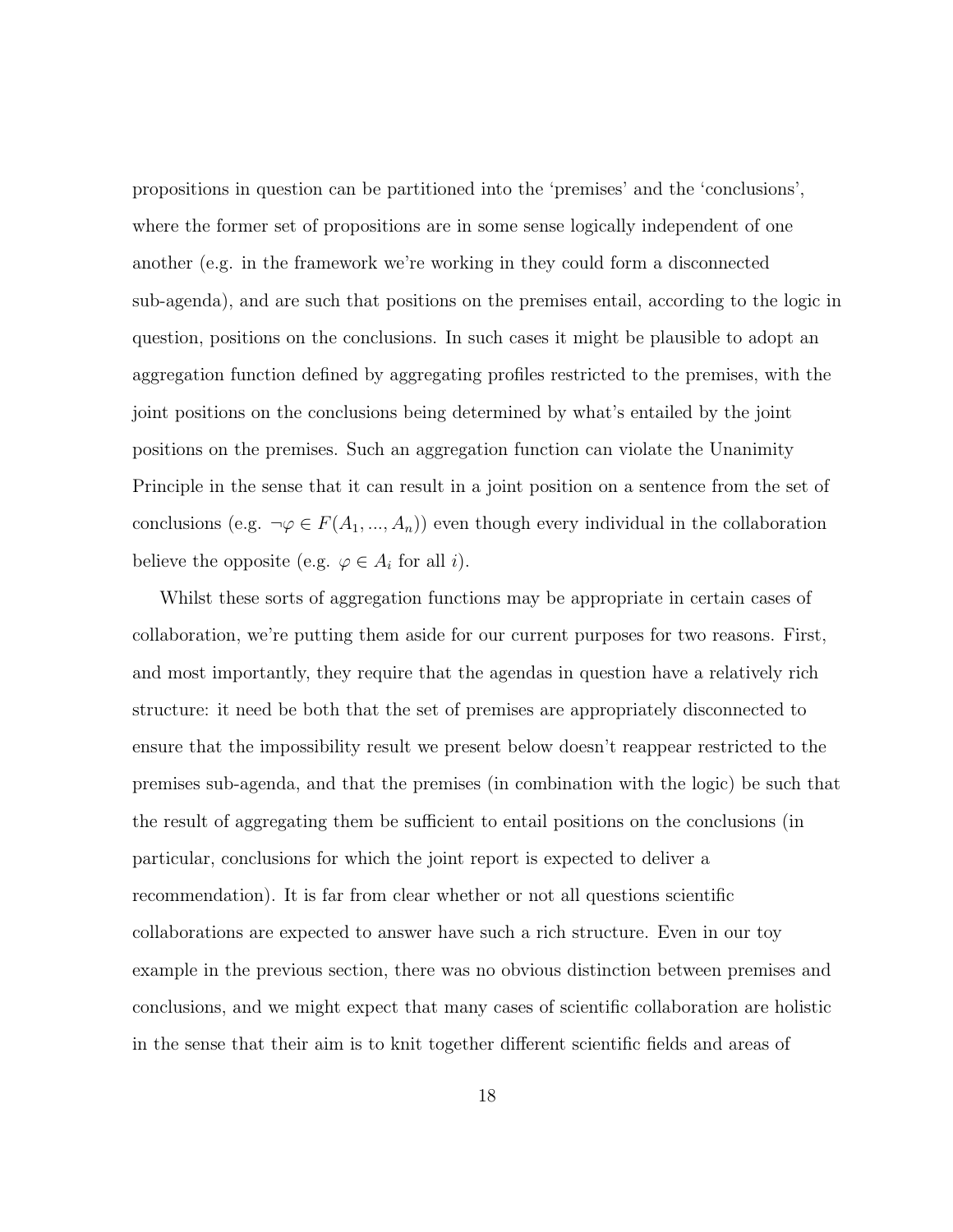propositions in question can be partitioned into the 'premises' and the 'conclusions', where the former set of propositions are in some sense logically independent of one another (e.g. in the framework we're working in they could form a disconnected sub-agenda), and are such that positions on the premises entail, according to the logic in question, positions on the conclusions. In such cases it might be plausible to adopt an aggregation function defined by aggregating profiles restricted to the premises, with the joint positions on the conclusions being determined by what's entailed by the joint positions on the premises. Such an aggregation function can violate the Unanimity Principle in the sense that it can result in a joint position on a sentence from the set of conclusions (e.g. $\neg\varphi \in F(A_1, ..., A_n)$) even though every individual in the collaboration believe the opposite (e.g. $\varphi \in A_i$ for all $i$).

Whilst these sorts of aggregation functions may be appropriate in certain cases of collaboration, we're putting them aside for our current purposes for two reasons. First, and most importantly, they require that the agendas in question have a relatively rich structure: it need be both that the set of premises are appropriately disconnected to ensure that the impossibility result we present below doesn't reappear restricted to the premises sub-agenda, and that the premises (in combination with the logic) be such that the result of aggregating them be sufficient to entail positions on the conclusions (in particular, conclusions for which the joint report is expected to deliver a recommendation). It is far from clear whether or not all questions scientific collaborations are expected to answer have such a rich structure. Even in our toy example in the previous section, there was no obvious distinction between premises and conclusions, and we might expect that many cases of scientific collaboration are holistic in the sense that their aim is to knit together different scientific fields and areas of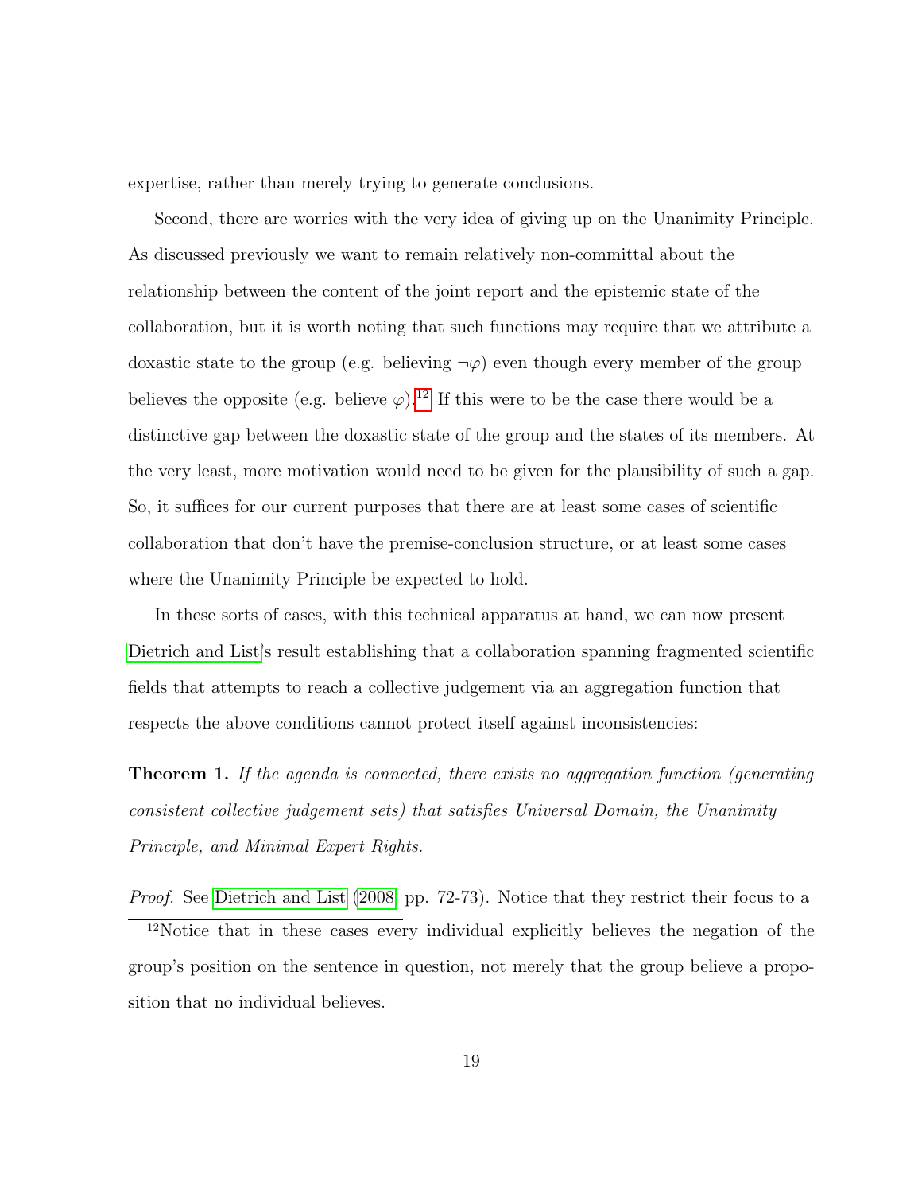expertise, rather than merely trying to generate conclusions.

Second, there are worries with the very idea of giving up on the Unanimity Principle. As discussed previously we want to remain relatively non-committal about the relationship between the content of the joint report and the epistemic state of the collaboration, but it is worth noting that such functions may require that we attribute a doxastic state to the group (e.g. believing $\neg\varphi$) even though every member of the group believes the opposite (e.g. believe $\varphi$).[12] If this were to be the case there would be a distinctive gap between the doxastic state of the group and the states of its members. At the very least, more motivation would need to be given for the plausibility of such a gap. So, it suffices for our current purposes that there are at least some cases of scientific collaboration that don't have the premise-conclusion structure, or at least some cases where the Unanimity Principle be expected to hold.

In these sorts of cases, with this technical apparatus at hand, we can now present Dietrich and List's result establishing that a collaboration spanning fragmented scientific fields that attempts to reach a collective judgement via an aggregation function that respects the above conditions cannot protect itself against inconsistencies:

**Theorem 1.** *If the agenda is connected, there exists no aggregation function (generating consistent collective judgement sets) that satisfies Universal Domain, the Unanimity Principle, and Minimal Expert Rights.*

*Proof.* See Dietrich and List (2008, pp. 72-73). Notice that they restrict their focus to a

[12] Notice that in these cases every individual explicitly believes the negation of the group's position on the sentence in question, not merely that the group believe a proposition that no individual believes.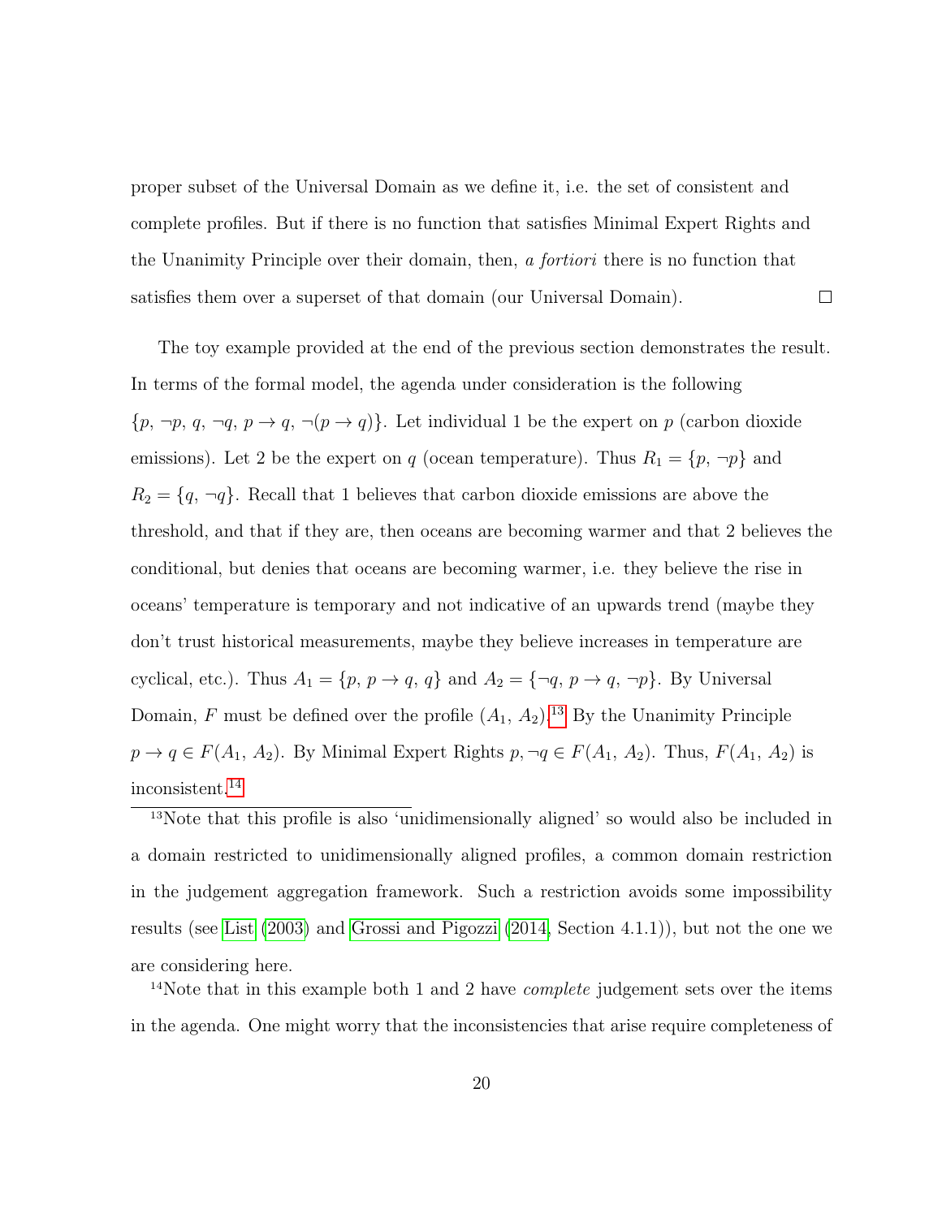proper subset of the Universal Domain as we define it, i.e. the set of consistent and complete profiles. But if there is no function that satisfies Minimal Expert Rights and the Unanimity Principle over their domain, then, *a fortiori* there is no function that satisfies them over a superset of that domain (our Universal Domain). □

The toy example provided at the end of the previous section demonstrates the result. In terms of the formal model, the agenda under consideration is the following $\{p, \neg p, q, \neg q, p \to q, \neg(p \to q)\}$. Let individual 1 be the expert on $p$ (carbon dioxide emissions). Let 2 be the expert on $q$ (ocean temperature). Thus $R_1 = \{p, \neg p\}$ and $R_2 = \{q, \neg q\}$. Recall that 1 believes that carbon dioxide emissions are above the threshold, and that if they are, then oceans are becoming warmer and that 2 believes the conditional, but denies that oceans are becoming warmer, i.e. they believe the rise in oceans' temperature is temporary and not indicative of an upwards trend (maybe they don't trust historical measurements, maybe they believe increases in temperature are cyclical, etc.). Thus $A_1 = \{p, p \to q, q\}$ and $A_2 = \{\neg q, p \to q, \neg p\}$. By Universal Domain, $F$ must be defined over the profile $(A_1, A_2)$.[13] By the Unanimity Principle $p \to q \in F(A_1, A_2)$. By Minimal Expert Rights $p, \neg q \in F(A_1, A_2)$. Thus, $F(A_1, A_2)$ is inconsistent.[14]

[13]Note that this profile is also 'unidimensionally aligned' so would also be included in a domain restricted to unidimensionally aligned profiles, a common domain restriction in the judgement aggregation framework. Such a restriction avoids some impossibility results (see List (2003) and Grossi and Pigozzi (2014, Section 4.1.1)), but not the one we are considering here.

[14]Note that in this example both 1 and 2 have *complete* judgement sets over the items in the agenda. One might worry that the inconsistencies that arise require completeness of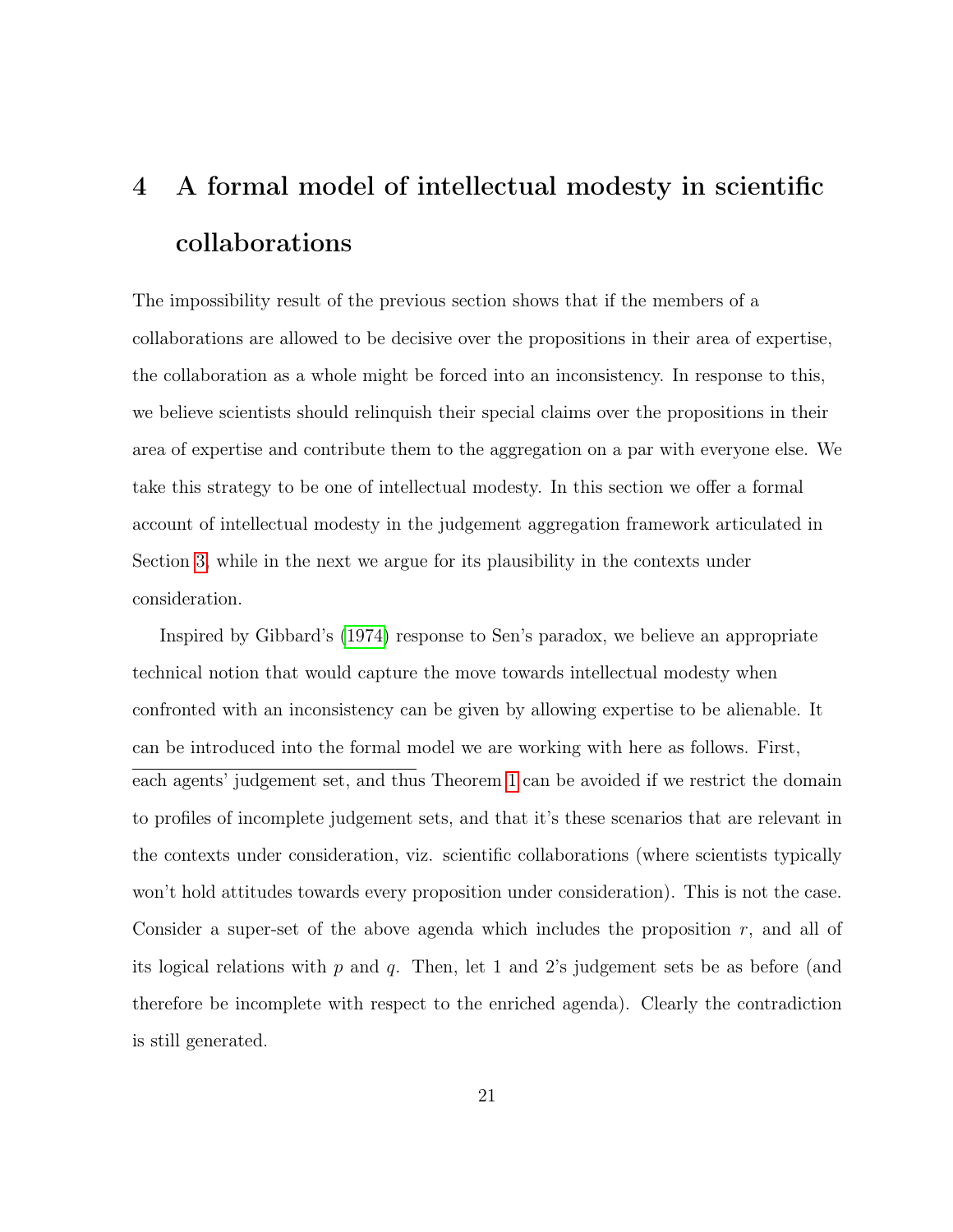# 4 A formal model of intellectual modesty in scientific collaborations

The impossibility result of the previous section shows that if the members of a collaborations are allowed to be decisive over the propositions in their area of expertise, the collaboration as a whole might be forced into an inconsistency. In response to this, we believe scientists should relinquish their special claims over the propositions in their area of expertise and contribute them to the aggregation on a par with everyone else. We take this strategy to be one of intellectual modesty. In this section we offer a formal account of intellectual modesty in the judgement aggregation framework articulated in Section 3, while in the next we argue for its plausibility in the contexts under consideration.

Inspired by Gibbard's (1974) response to Sen's paradox, we believe an appropriate technical notion that would capture the move towards intellectual modesty when confronted with an inconsistency can be given by allowing expertise to be alienable. It can be introduced into the formal model we are working with here as follows. First,

---

each agents' judgement set, and thus Theorem 1 can be avoided if we restrict the domain to profiles of incomplete judgement sets, and that it's these scenarios that are relevant in the contexts under consideration, viz. scientific collaborations (where scientists typically won't hold attitudes towards every proposition under consideration). This is not the case. Consider a super-set of the above agenda which includes the proposition $r$, and all of its logical relations with $p$ and $q$. Then, let 1 and 2's judgement sets be as before (and therefore be incomplete with respect to the enriched agenda). Clearly the contradiction is still generated.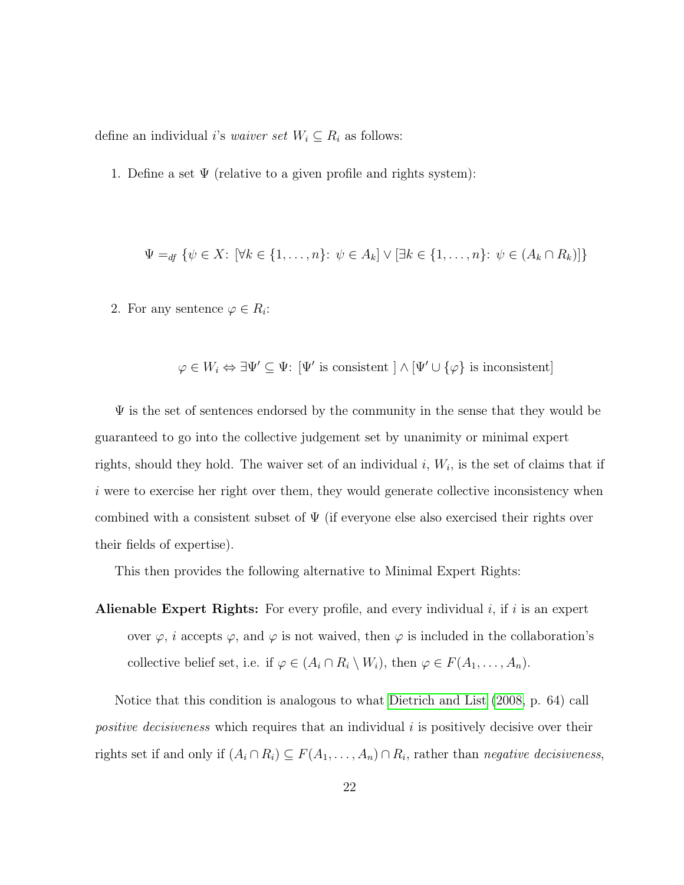define an individual $i$'s *waiver set* $W_i \subseteq R_i$ as follows:

1. Define a set $\Psi$ (relative to a given profile and rights system):

$$\Psi =_{df} \{\psi \in X\colon\ [\forall k \in \{1, \ldots, n\}\colon\ \psi \in A_k] \vee [\exists k \in \{1, \ldots, n\}\colon\ \psi \in (A_k \cap R_k)]\}$$

2. For any sentence $\varphi \in R_i$:

$$\varphi \in W_i \Leftrightarrow \exists \Psi' \subseteq \Psi\colon\ [\Psi' \text{ is consistent }] \wedge [\Psi' \cup \{\varphi\} \text{ is inconsistent}]$$

$\Psi$ is the set of sentences endorsed by the community in the sense that they would be guaranteed to go into the collective judgement set by unanimity or minimal expert rights, should they hold. The waiver set of an individual $i$, $W_i$, is the set of claims that if $i$ were to exercise her right over them, they would generate collective inconsistency when combined with a consistent subset of $\Psi$ (if everyone else also exercised their rights over their fields of expertise).

This then provides the following alternative to Minimal Expert Rights:

**Alienable Expert Rights:** For every profile, and every individual $i$, if $i$ is an expert over $\varphi$, $i$ accepts $\varphi$, and $\varphi$ is not waived, then $\varphi$ is included in the collaboration's collective belief set, i.e. if $\varphi \in (A_i \cap R_i \setminus W_i)$, then $\varphi \in F(A_1, \ldots, A_n)$.

Notice that this condition is analogous to what Dietrich and List (2008, p. 64) call *positive decisiveness* which requires that an individual $i$ is positively decisive over their rights set if and only if $(A_i \cap R_i) \subseteq F(A_1, \ldots, A_n) \cap R_i$, rather than *negative decisiveness*,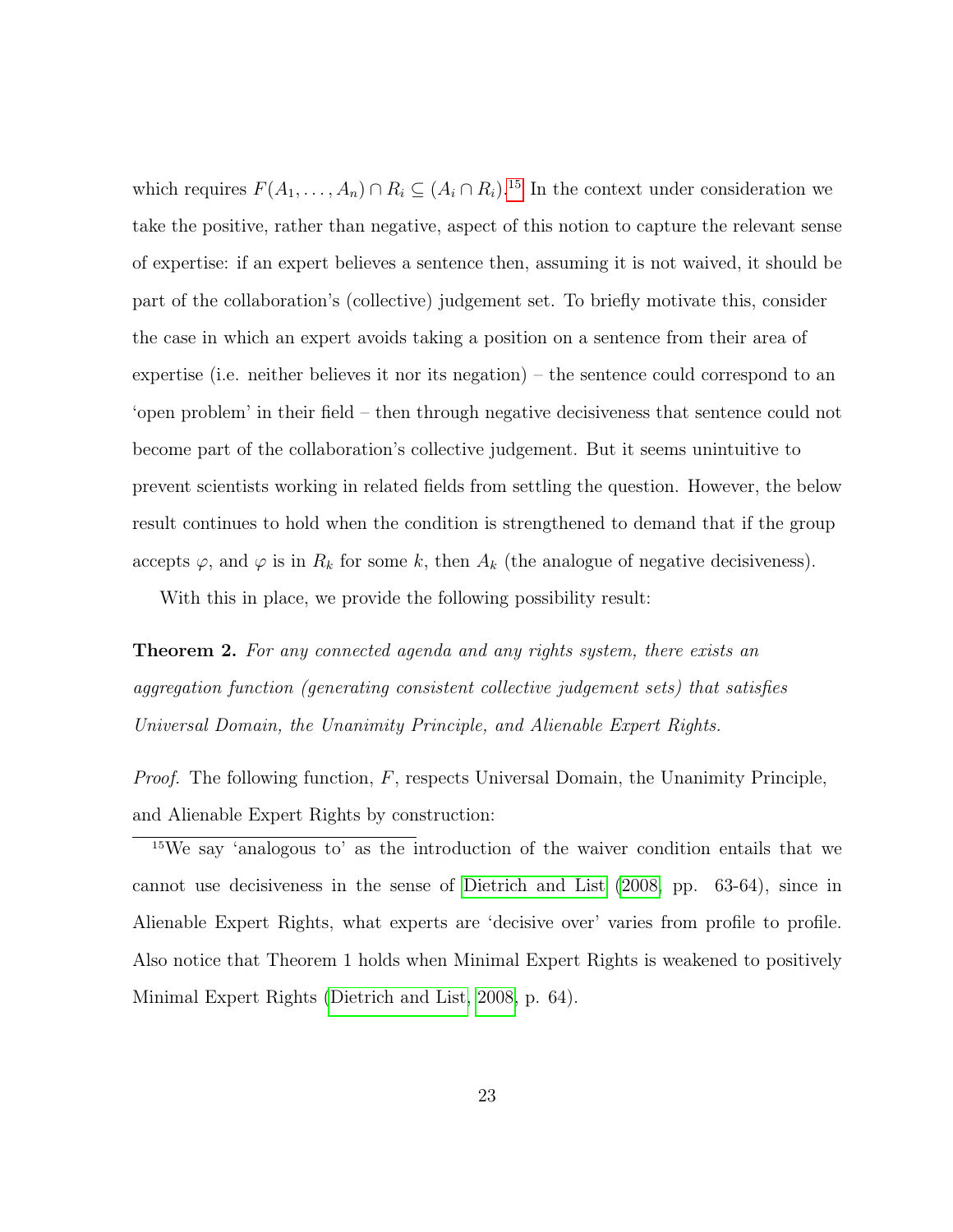which requires $F(A_1, \ldots, A_n) \cap R_i \subseteq (A_i \cap R_i)$.[15] In the context under consideration we take the positive, rather than negative, aspect of this notion to capture the relevant sense of expertise: if an expert believes a sentence then, assuming it is not waived, it should be part of the collaboration's (collective) judgement set. To briefly motivate this, consider the case in which an expert avoids taking a position on a sentence from their area of expertise (i.e. neither believes it nor its negation) – the sentence could correspond to an 'open problem' in their field – then through negative decisiveness that sentence could not become part of the collaboration's collective judgement. But it seems unintuitive to prevent scientists working in related fields from settling the question. However, the below result continues to hold when the condition is strengthened to demand that if the group accepts $\varphi$, and $\varphi$ is in $R_k$ for some $k$, then $A_k$ (the analogue of negative decisiveness).

With this in place, we provide the following possibility result:

**Theorem 2.** *For any connected agenda and any rights system, there exists an aggregation function (generating consistent collective judgement sets) that satisfies Universal Domain, the Unanimity Principle, and Alienable Expert Rights.*

*Proof.* The following function, $F$, respects Universal Domain, the Unanimity Principle, and Alienable Expert Rights by construction:

[15] We say 'analogous to' as the introduction of the waiver condition entails that we cannot use decisiveness in the sense of Dietrich and List (2008, pp. 63-64), since in Alienable Expert Rights, what experts are 'decisive over' varies from profile to profile. Also notice that Theorem 1 holds when Minimal Expert Rights is weakened to positively Minimal Expert Rights (Dietrich and List, 2008, p. 64).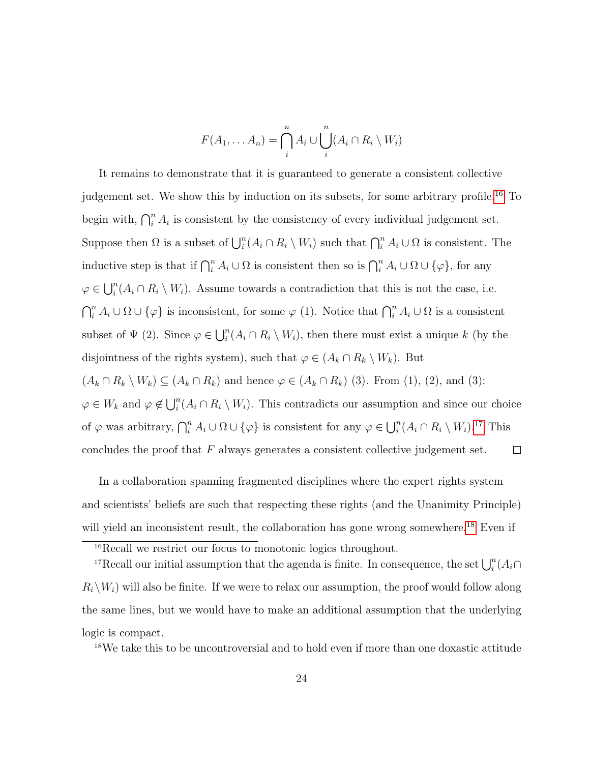$$F(A_1, \ldots A_n) = \bigcap_i^n A_i \cup \bigcup_i^n (A_i \cap R_i \setminus W_i)$$

It remains to demonstrate that it is guaranteed to generate a consistent collective judgement set. We show this by induction on its subsets, for some arbitrary profile.[16] To begin with, $\bigcap_i^n A_i$ is consistent by the consistency of every individual judgement set. Suppose then $\Omega$ is a subset of $\bigcup_i^n (A_i \cap R_i \setminus W_i)$ such that $\bigcap_i^n A_i \cup \Omega$ is consistent. The inductive step is that if $\bigcap_i^n A_i \cup \Omega$ is consistent then so is $\bigcap_i^n A_i \cup \Omega \cup \{\varphi\}$, for any $\varphi \in \bigcup_i^n (A_i \cap R_i \setminus W_i)$. Assume towards a contradiction that this is not the case, i.e. $\bigcap_i^n A_i \cup \Omega \cup \{\varphi\}$ is inconsistent, for some $\varphi$ (1). Notice that $\bigcap_i^n A_i \cup \Omega$ is a consistent subset of $\Psi$ (2). Since $\varphi \in \bigcup_i^n (A_i \cap R_i \setminus W_i)$, then there must exist a unique $k$ (by the disjointness of the rights system), such that $\varphi \in (A_k \cap R_k \setminus W_k)$. But $(A_k \cap R_k \setminus W_k) \subseteq (A_k \cap R_k)$ and hence $\varphi \in (A_k \cap R_k)$ (3). From (1), (2), and (3): $\varphi \in W_k$ and $\varphi \notin \bigcup_i^n (A_i \cap R_i \setminus W_i)$. This contradicts our assumption and since our choice of $\varphi$ was arbitrary, $\bigcap_i^n A_i \cup \Omega \cup \{\varphi\}$ is consistent for any $\varphi \in \bigcup_i^n (A_i \cap R_i \setminus W_i)$.[17] This concludes the proof that $F$ always generates a consistent collective judgement set. $\square$

In a collaboration spanning fragmented disciplines where the expert rights system and scientists' beliefs are such that respecting these rights (and the Unanimity Principle) will yield an inconsistent result, the collaboration has gone wrong somewhere.[18] Even if

---

[16] Recall we restrict our focus to monotonic logics throughout.

[17] Recall our initial assumption that the agenda is finite. In consequence, the set $\bigcup_i^n (A_i \cap R_i \setminus W_i)$ will also be finite. If we were to relax our assumption, the proof would follow along the same lines, but we would have to make an additional assumption that the underlying logic is compact.

[18] We take this to be uncontroversial and to hold even if more than one doxastic attitude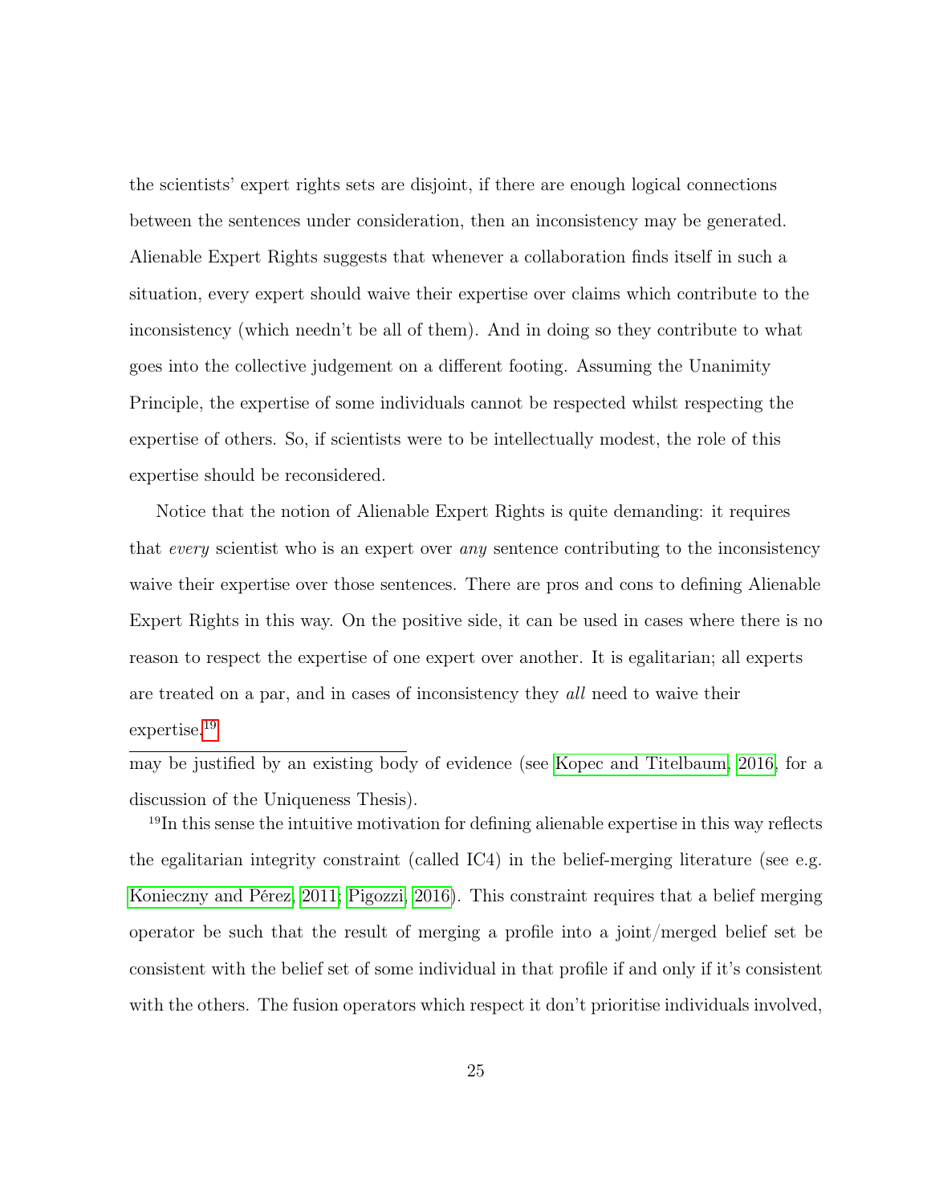the scientists' expert rights sets are disjoint, if there are enough logical connections between the sentences under consideration, then an inconsistency may be generated. Alienable Expert Rights suggests that whenever a collaboration finds itself in such a situation, every expert should waive their expertise over claims which contribute to the inconsistency (which needn't be all of them). And in doing so they contribute to what goes into the collective judgement on a different footing. Assuming the Unanimity Principle, the expertise of some individuals cannot be respected whilst respecting the expertise of others. So, if scientists were to be intellectually modest, the role of this expertise should be reconsidered.

Notice that the notion of Alienable Expert Rights is quite demanding: it requires that *every* scientist who is an expert over *any* sentence contributing to the inconsistency waive their expertise over those sentences. There are pros and cons to defining Alienable Expert Rights in this way. On the positive side, it can be used in cases where there is no reason to respect the expertise of one expert over another. It is egalitarian; all experts are treated on a par, and in cases of inconsistency they *all* need to waive their expertise.[19]

---

may be justified by an existing body of evidence (see Kopec and Titelbaum, 2016, for a discussion of the Uniqueness Thesis).

[19]In this sense the intuitive motivation for defining alienable expertise in this way reflects the egalitarian integrity constraint (called IC4) in the belief-merging literature (see e.g. Konieczny and Pérez, 2011; Pigozzi, 2016). This constraint requires that a belief merging operator be such that the result of merging a profile into a joint/merged belief set be consistent with the belief set of some individual in that profile if and only if it's consistent with the others. The fusion operators which respect it don't prioritise individuals involved,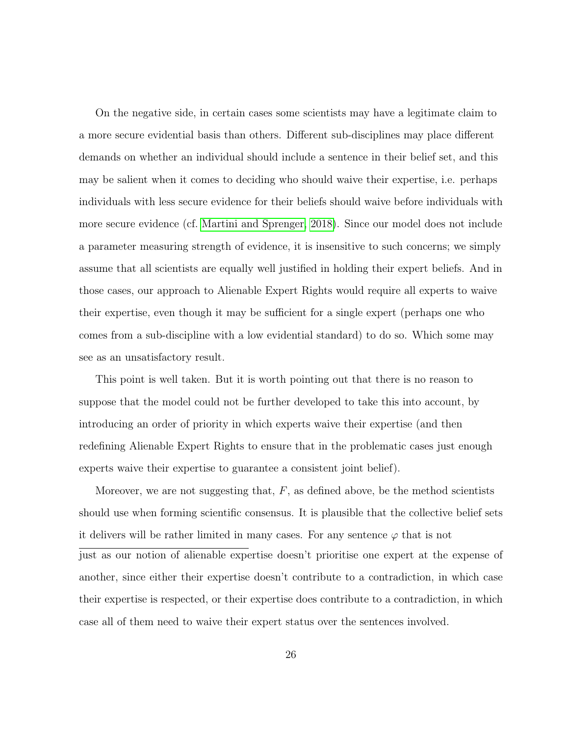On the negative side, in certain cases some scientists may have a legitimate claim to a more secure evidential basis than others. Different sub-disciplines may place different demands on whether an individual should include a sentence in their belief set, and this may be salient when it comes to deciding who should waive their expertise, i.e. perhaps individuals with less secure evidence for their beliefs should waive before individuals with more secure evidence (cf. Martini and Sprenger, 2018). Since our model does not include a parameter measuring strength of evidence, it is insensitive to such concerns; we simply assume that all scientists are equally well justified in holding their expert beliefs. And in those cases, our approach to Alienable Expert Rights would require all experts to waive their expertise, even though it may be sufficient for a single expert (perhaps one who comes from a sub-discipline with a low evidential standard) to do so. Which some may see as an unsatisfactory result.

This point is well taken. But it is worth pointing out that there is no reason to suppose that the model could not be further developed to take this into account, by introducing an order of priority in which experts waive their expertise (and then redefining Alienable Expert Rights to ensure that in the problematic cases just enough experts waive their expertise to guarantee a consistent joint belief).

Moreover, we are not suggesting that, $F$, as defined above, be the method scientists should use when forming scientific consensus. It is plausible that the collective belief sets it delivers will be rather limited in many cases. For any sentence $\varphi$ that is not

---

just as our notion of alienable expertise doesn't prioritise one expert at the expense of another, since either their expertise doesn't contribute to a contradiction, in which case their expertise is respected, or their expertise does contribute to a contradiction, in which case all of them need to waive their expert status over the sentences involved.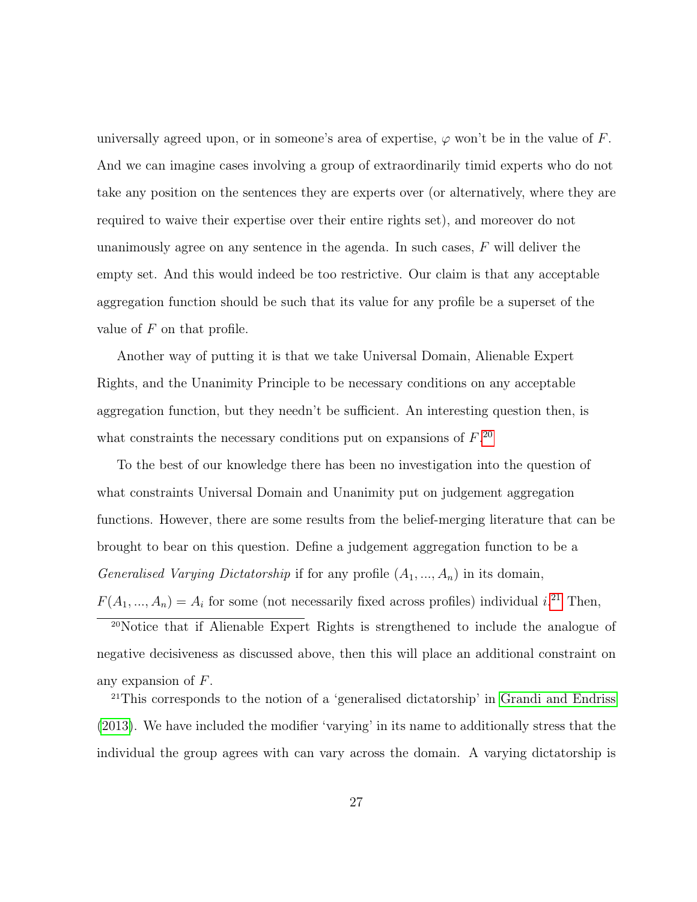universally agreed upon, or in someone's area of expertise, $\varphi$ won't be in the value of $F$. And we can imagine cases involving a group of extraordinarily timid experts who do not take any position on the sentences they are experts over (or alternatively, where they are required to waive their expertise over their entire rights set), and moreover do not unanimously agree on any sentence in the agenda. In such cases, $F$ will deliver the empty set. And this would indeed be too restrictive. Our claim is that any acceptable aggregation function should be such that its value for any profile be a superset of the value of $F$ on that profile.

Another way of putting it is that we take Universal Domain, Alienable Expert Rights, and the Unanimity Principle to be necessary conditions on any acceptable aggregation function, but they needn't be sufficient. An interesting question then, is what constraints the necessary conditions put on expansions of $F$.[20]

To the best of our knowledge there has been no investigation into the question of what constraints Universal Domain and Unanimity put on judgement aggregation functions. However, there are some results from the belief-merging literature that can be brought to bear on this question. Define a judgement aggregation function to be a *Generalised Varying Dictatorship* if for any profile $(A_1, ..., A_n)$ in its domain, $F(A_1, ..., A_n) = A_i$ for some (not necessarily fixed across profiles) individual $i$.[21] Then,

[20] Notice that if Alienable Expert Rights is strengthened to include the analogue of negative decisiveness as discussed above, then this will place an additional constraint on any expansion of $F$.

[21] This corresponds to the notion of a 'generalised dictatorship' in Grandi and Endriss (2013). We have included the modifier 'varying' in its name to additionally stress that the individual the group agrees with can vary across the domain. A varying dictatorship is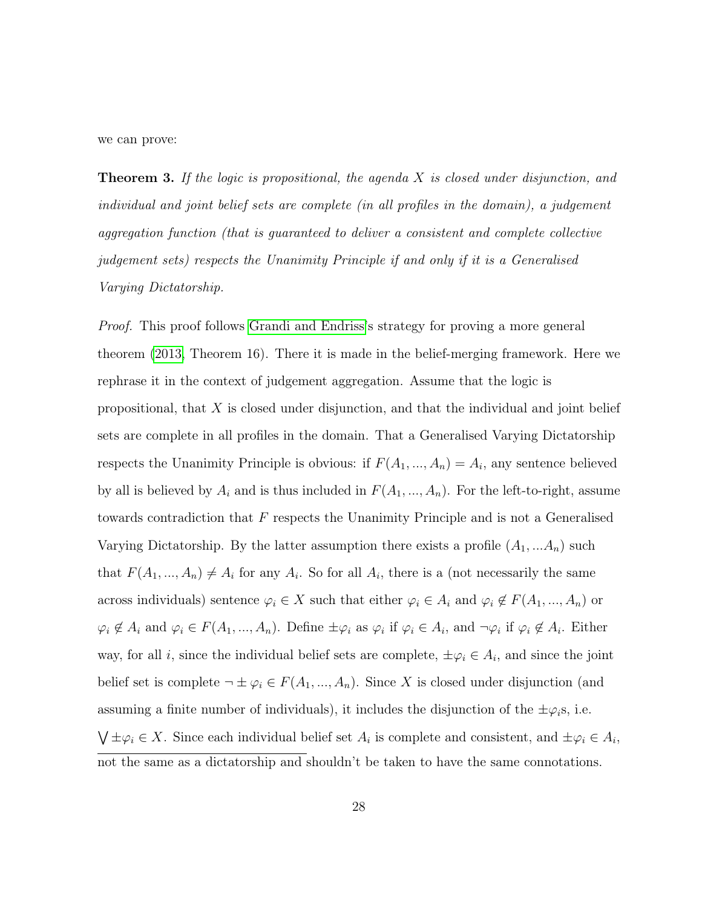we can prove:

**Theorem 3.** *If the logic is propositional, the agenda $X$ is closed under disjunction, and individual and joint belief sets are complete (in all profiles in the domain), a judgement aggregation function (that is guaranteed to deliver a consistent and complete collective judgement sets) respects the Unanimity Principle if and only if it is a Generalised Varying Dictatorship.*

*Proof.* This proof follows Grandi and Endriss's strategy for proving a more general theorem (2013, Theorem 16). There it is made in the belief-merging framework. Here we rephrase it in the context of judgement aggregation. Assume that the logic is propositional, that $X$ is closed under disjunction, and that the individual and joint belief sets are complete in all profiles in the domain. That a Generalised Varying Dictatorship respects the Unanimity Principle is obvious: if $F(A_1, ..., A_n) = A_i$, any sentence believed by all is believed by $A_i$ and is thus included in $F(A_1, ..., A_n)$. For the left-to-right, assume towards contradiction that $F$ respects the Unanimity Principle and is not a Generalised Varying Dictatorship. By the latter assumption there exists a profile $(A_1, ...A_n)$ such that $F(A_1, ..., A_n) \neq A_i$ for any $A_i$. So for all $A_i$, there is a (not necessarily the same across individuals) sentence $\varphi_i \in X$ such that either $\varphi_i \in A_i$ and $\varphi_i \notin F(A_1, ..., A_n)$ or $\varphi_i \notin A_i$ and $\varphi_i \in F(A_1, ..., A_n)$. Define $\pm\varphi_i$ as $\varphi_i$ if $\varphi_i \in A_i$, and $\neg\varphi_i$ if $\varphi_i \notin A_i$. Either way, for all $i$, since the individual belief sets are complete, $\pm\varphi_i \in A_i$, and since the joint belief set is complete $\neg \pm \varphi_i \in F(A_1, ..., A_n)$. Since $X$ is closed under disjunction (and assuming a finite number of individuals), it includes the disjunction of the $\pm\varphi_i$s, i.e. $\bigvee \pm\varphi_i \in X$. Since each individual belief set $A_i$ is complete and consistent, and $\pm\varphi_i \in A_i$,

not the same as a dictatorship and shouldn't be taken to have the same connotations.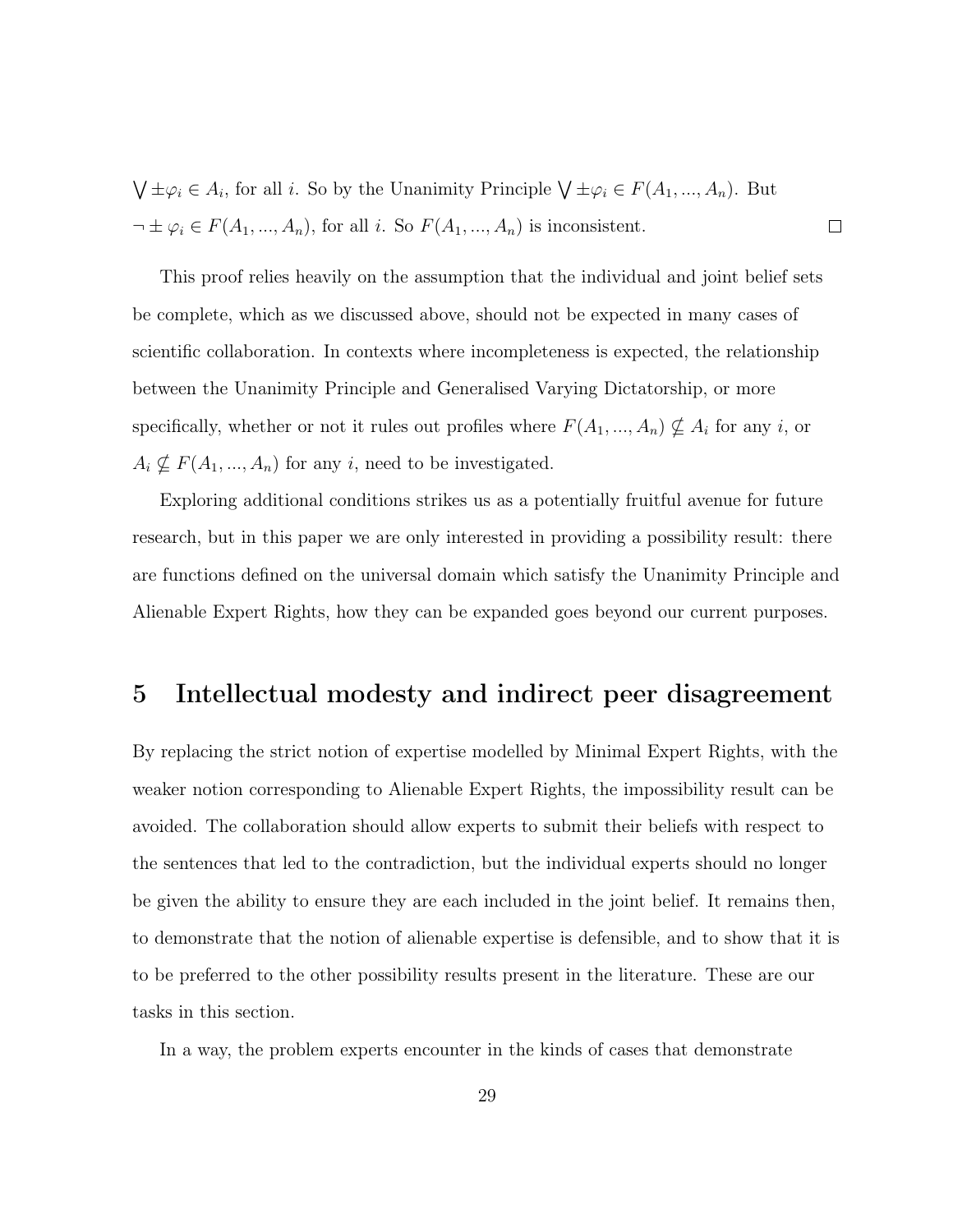$\bigvee \pm\varphi_i \in A_i$, for all $i$. So by the Unanimity Principle $\bigvee \pm\varphi_i \in F(A_1, ..., A_n)$. But $\neg \pm \varphi_i \in F(A_1, ..., A_n)$, for all $i$. So $F(A_1, ..., A_n)$ is inconsistent. □

This proof relies heavily on the assumption that the individual and joint belief sets be complete, which as we discussed above, should not be expected in many cases of scientific collaboration. In contexts where incompleteness is expected, the relationship between the Unanimity Principle and Generalised Varying Dictatorship, or more specifically, whether or not it rules out profiles where $F(A_1, ..., A_n) \nsubseteq A_i$ for any $i$, or $A_i \nsubseteq F(A_1, ..., A_n)$ for any $i$, need to be investigated.

Exploring additional conditions strikes us as a potentially fruitful avenue for future research, but in this paper we are only interested in providing a possibility result: there are functions defined on the universal domain which satisfy the Unanimity Principle and Alienable Expert Rights, how they can be expanded goes beyond our current purposes.

# 5 Intellectual modesty and indirect peer disagreement

By replacing the strict notion of expertise modelled by Minimal Expert Rights, with the weaker notion corresponding to Alienable Expert Rights, the impossibility result can be avoided. The collaboration should allow experts to submit their beliefs with respect to the sentences that led to the contradiction, but the individual experts should no longer be given the ability to ensure they are each included in the joint belief. It remains then, to demonstrate that the notion of alienable expertise is defensible, and to show that it is to be preferred to the other possibility results present in the literature. These are our tasks in this section.

In a way, the problem experts encounter in the kinds of cases that demonstrate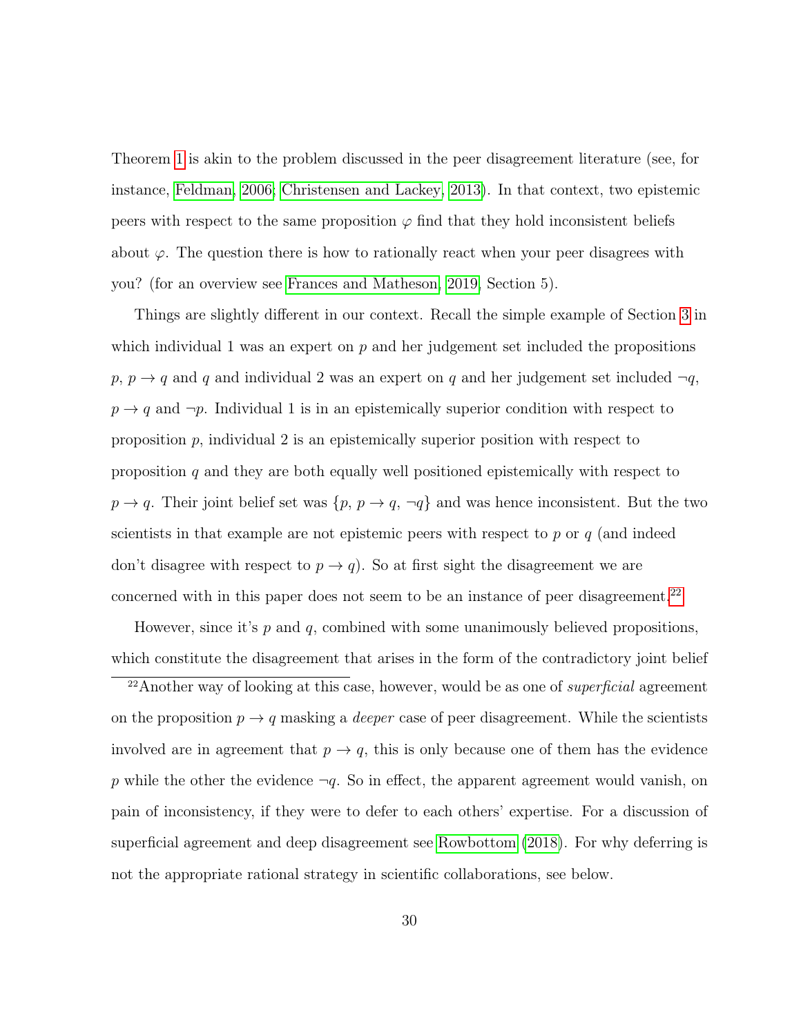Theorem 1 is akin to the problem discussed in the peer disagreement literature (see, for instance, Feldman, 2006; Christensen and Lackey, 2013). In that context, two epistemic peers with respect to the same proposition $\varphi$ find that they hold inconsistent beliefs about $\varphi$. The question there is how to rationally react when your peer disagrees with you? (for an overview see Frances and Matheson, 2019, Section 5).

Things are slightly different in our context. Recall the simple example of Section 3 in which individual 1 was an expert on $p$ and her judgement set included the propositions $p$, $p \to q$ and $q$ and individual 2 was an expert on $q$ and her judgement set included $\neg q$, $p \to q$ and $\neg p$. Individual 1 is in an epistemically superior condition with respect to proposition $p$, individual 2 is an epistemically superior position with respect to proposition $q$ and they are both equally well positioned epistemically with respect to $p \to q$. Their joint belief set was $\{p, p \to q, \neg q\}$ and was hence inconsistent. But the two scientists in that example are not epistemic peers with respect to $p$ or $q$ (and indeed don't disagree with respect to $p \to q$). So at first sight the disagreement we are concerned with in this paper does not seem to be an instance of peer disagreement.[22]

However, since it's $p$ and $q$, combined with some unanimously believed propositions, which constitute the disagreement that arises in the form of the contradictory joint belief

[22]Another way of looking at this case, however, would be as one of *superficial* agreement on the proposition $p \to q$ masking a *deeper* case of peer disagreement. While the scientists involved are in agreement that $p \to q$, this is only because one of them has the evidence $p$ while the other the evidence $\neg q$. So in effect, the apparent agreement would vanish, on pain of inconsistency, if they were to defer to each others' expertise. For a discussion of superficial agreement and deep disagreement see Rowbottom (2018). For why deferring is not the appropriate rational strategy in scientific collaborations, see below.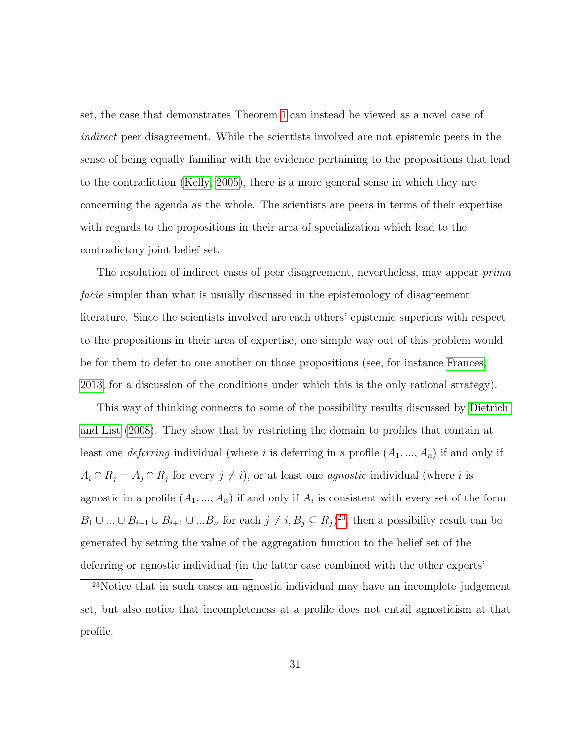set, the case that demonstrates Theorem 1 can instead be viewed as a novel case of *indirect* peer disagreement. While the scientists involved are not epistemic peers in the sense of being equally familiar with the evidence pertaining to the propositions that lead to the contradiction (Kelly, 2005), there is a more general sense in which they are concerning the agenda as the whole. The scientists are peers in terms of their expertise with regards to the propositions in their area of specialization which lead to the contradictory joint belief set.

The resolution of indirect cases of peer disagreement, nevertheless, may appear *prima facie* simpler than what is usually discussed in the epistemology of disagreement literature. Since the scientists involved are each others' epistemic superiors with respect to the propositions in their area of expertise, one simple way out of this problem would be for them to defer to one another on those propositions (see, for instance Frances, 2013, for a discussion of the conditions under which this is the only rational strategy).

This way of thinking connects to some of the possibility results discussed by Dietrich and List (2008). They show that by restricting the domain to profiles that contain at least one *deferring* individual (where $i$ is deferring in a profile $(A_1, ..., A_n)$ if and only if $A_i \cap R_j = A_j \cap R_j$ for every $j \neq i$), or at least one *agnostic* individual (where $i$ is agnostic in a profile $(A_1, ..., A_n)$ if and only if $A_i$ is consistent with every set of the form $B_1 \cup ... \cup B_{i-1} \cup B_{i+1} \cup ...B_n$ for each $j \neq i, B_j \subseteq R_j$)[23], then a possibility result can be generated by setting the value of the aggregation function to the belief set of the deferring or agnostic individual (in the latter case combined with the other experts'

[23]Notice that in such cases an agnostic individual may have an incomplete judgement set, but also notice that incompleteness at a profile does not entail agnosticism at that profile.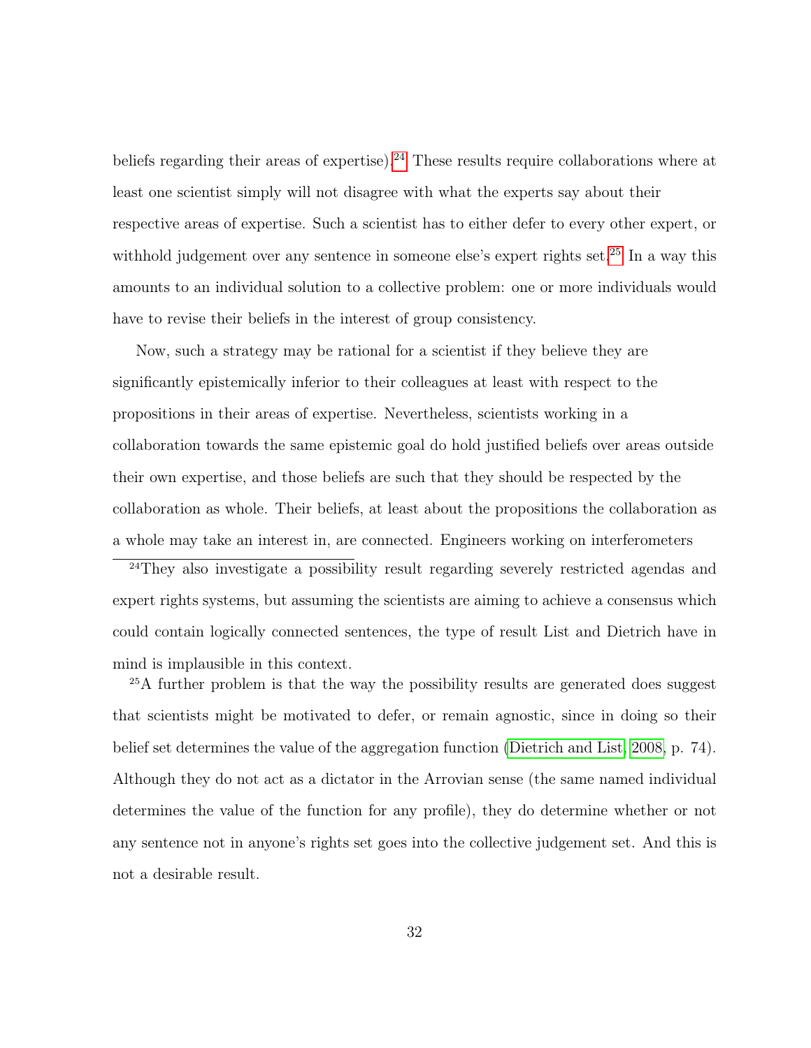beliefs regarding their areas of expertise).[24] These results require collaborations where at least one scientist simply will not disagree with what the experts say about their respective areas of expertise. Such a scientist has to either defer to every other expert, or withhold judgement over any sentence in someone else's expert rights set.[25] In a way this amounts to an individual solution to a collective problem: one or more individuals would have to revise their beliefs in the interest of group consistency.

Now, such a strategy may be rational for a scientist if they believe they are significantly epistemically inferior to their colleagues at least with respect to the propositions in their areas of expertise. Nevertheless, scientists working in a collaboration towards the same epistemic goal do hold justified beliefs over areas outside their own expertise, and those beliefs are such that they should be respected by the collaboration as whole. Their beliefs, at least about the propositions the collaboration as a whole may take an interest in, are connected. Engineers working on interferometers

---

[24] They also investigate a possibility result regarding severely restricted agendas and expert rights systems, but assuming the scientists are aiming to achieve a consensus which could contain logically connected sentences, the type of result List and Dietrich have in mind is implausible in this context.

[25] A further problem is that the way the possibility results are generated does suggest that scientists might be motivated to defer, or remain agnostic, since in doing so their belief set determines the value of the aggregation function (Dietrich and List, 2008, p. 74). Although they do not act as a dictator in the Arrovian sense (the same named individual determines the value of the function for any profile), they do determine whether or not any sentence not in anyone's rights set goes into the collective judgement set. And this is not a desirable result.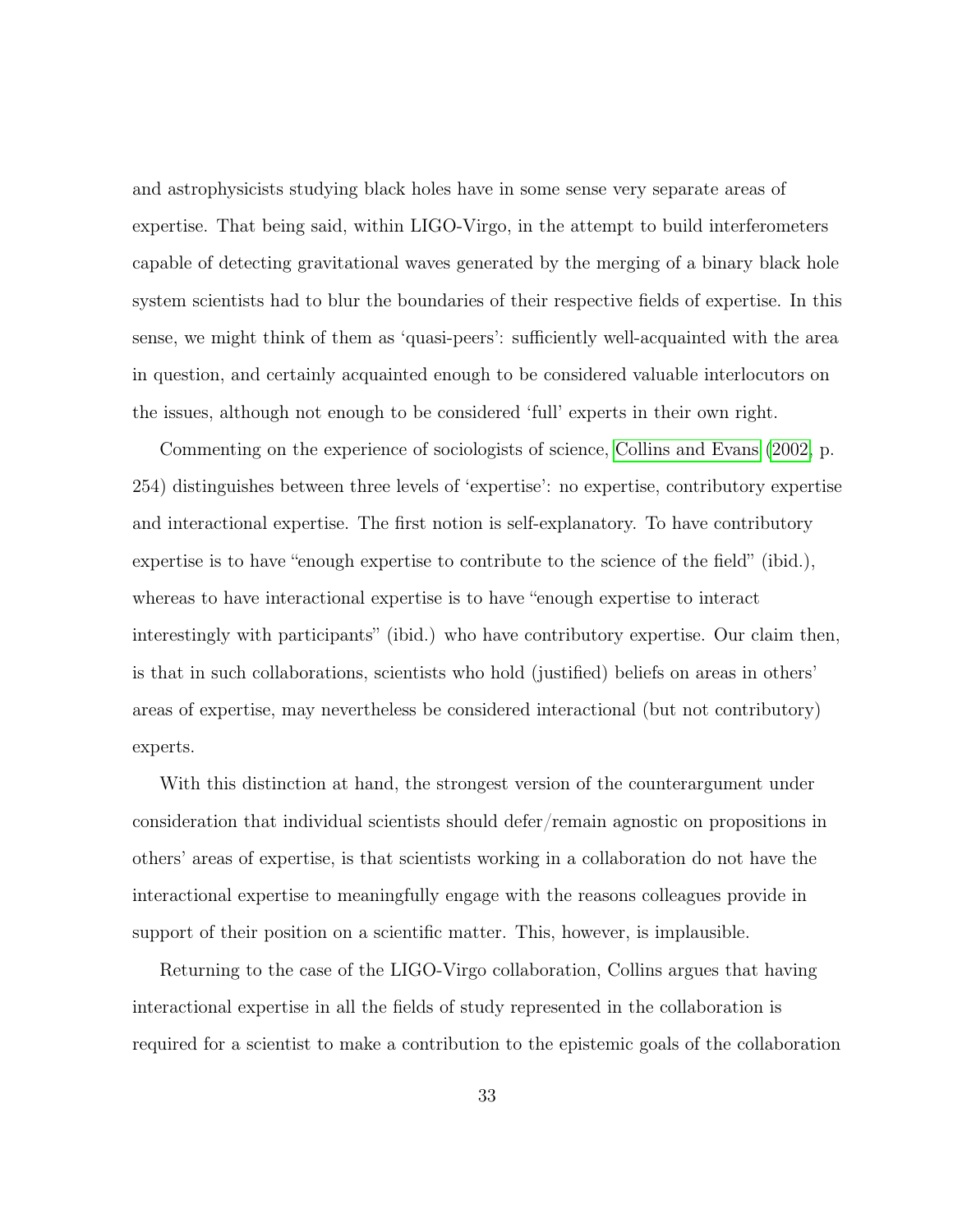and astrophysicists studying black holes have in some sense very separate areas of expertise. That being said, within LIGO-Virgo, in the attempt to build interferometers capable of detecting gravitational waves generated by the merging of a binary black hole system scientists had to blur the boundaries of their respective fields of expertise. In this sense, we might think of them as 'quasi-peers': sufficiently well-acquainted with the area in question, and certainly acquainted enough to be considered valuable interlocutors on the issues, although not enough to be considered 'full' experts in their own right.

Commenting on the experience of sociologists of science, Collins and Evans (2002, p. 254) distinguishes between three levels of 'expertise': no expertise, contributory expertise and interactional expertise. The first notion is self-explanatory. To have contributory expertise is to have "enough expertise to contribute to the science of the field" (ibid.), whereas to have interactional expertise is to have "enough expertise to interact interestingly with participants" (ibid.) who have contributory expertise. Our claim then, is that in such collaborations, scientists who hold (justified) beliefs on areas in others' areas of expertise, may nevertheless be considered interactional (but not contributory) experts.

With this distinction at hand, the strongest version of the counterargument under consideration that individual scientists should defer/remain agnostic on propositions in others' areas of expertise, is that scientists working in a collaboration do not have the interactional expertise to meaningfully engage with the reasons colleagues provide in support of their position on a scientific matter. This, however, is implausible.

Returning to the case of the LIGO-Virgo collaboration, Collins argues that having interactional expertise in all the fields of study represented in the collaboration is required for a scientist to make a contribution to the epistemic goals of the collaboration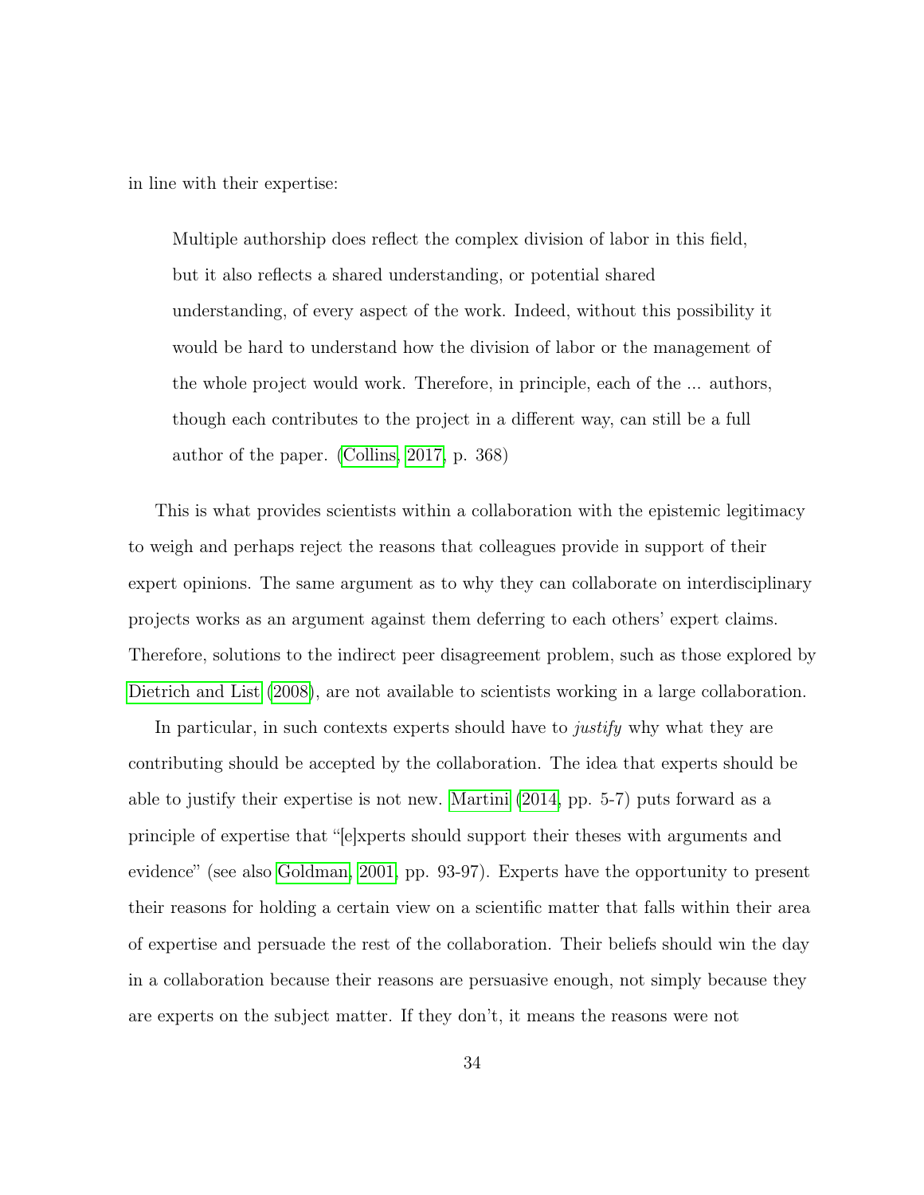in line with their expertise:

> Multiple authorship does reflect the complex division of labor in this field, but it also reflects a shared understanding, or potential shared understanding, of every aspect of the work. Indeed, without this possibility it would be hard to understand how the division of labor or the management of the whole project would work. Therefore, in principle, each of the ... authors, though each contributes to the project in a different way, can still be a full author of the paper. (Collins, 2017, p. 368)

This is what provides scientists within a collaboration with the epistemic legitimacy to weigh and perhaps reject the reasons that colleagues provide in support of their expert opinions. The same argument as to why they can collaborate on interdisciplinary projects works as an argument against them deferring to each others' expert claims. Therefore, solutions to the indirect peer disagreement problem, such as those explored by Dietrich and List (2008), are not available to scientists working in a large collaboration.

In particular, in such contexts experts should have to *justify* why what they are contributing should be accepted by the collaboration. The idea that experts should be able to justify their expertise is not new. Martini (2014, pp. 5-7) puts forward as a principle of expertise that "[e]xperts should support their theses with arguments and evidence" (see also Goldman, 2001, pp. 93-97). Experts have the opportunity to present their reasons for holding a certain view on a scientific matter that falls within their area of expertise and persuade the rest of the collaboration. Their beliefs should win the day in a collaboration because their reasons are persuasive enough, not simply because they are experts on the subject matter. If they don't, it means the reasons were not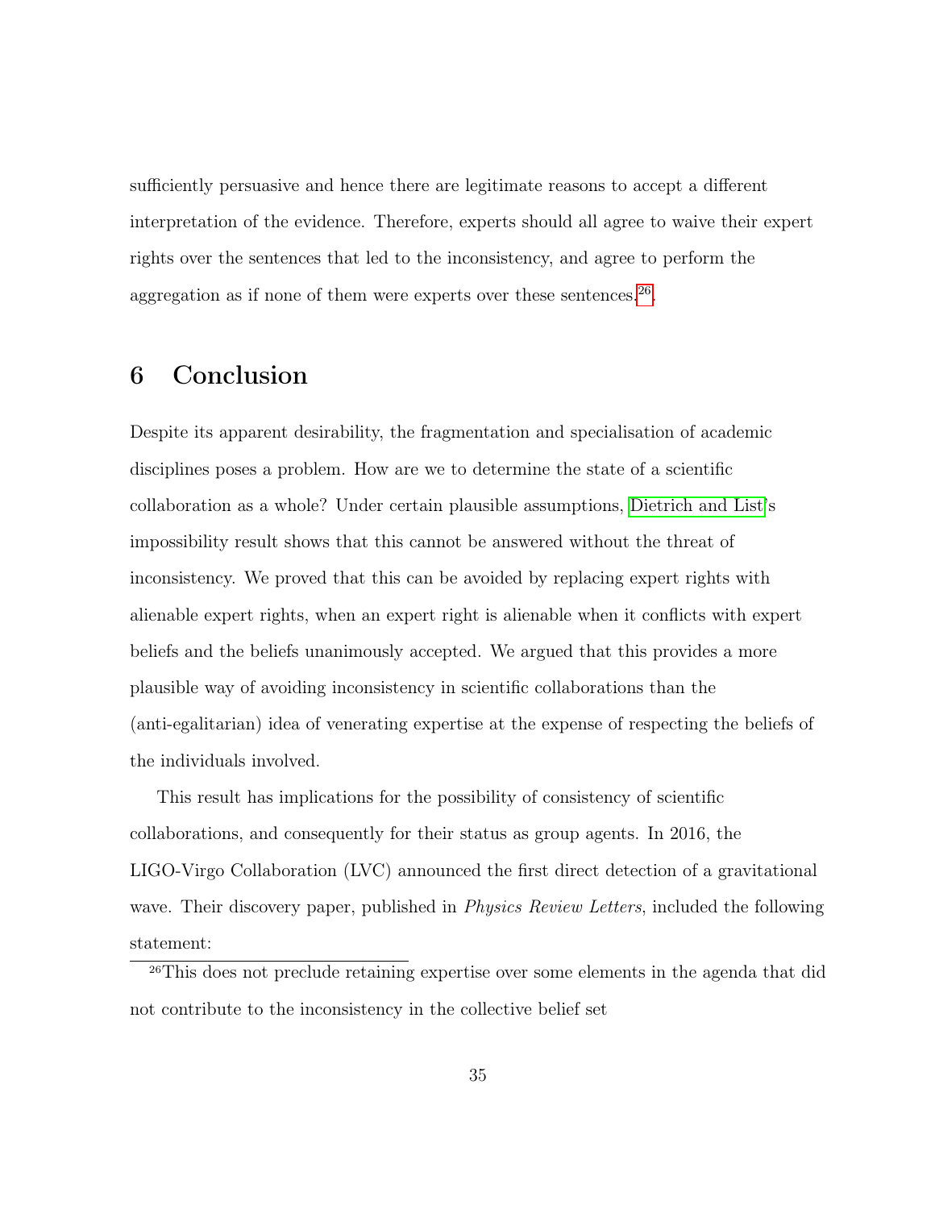sufficiently persuasive and hence there are legitimate reasons to accept a different interpretation of the evidence. Therefore, experts should all agree to waive their expert rights over the sentences that led to the inconsistency, and agree to perform the aggregation as if none of them were experts over these sentences.[26].

## 6 Conclusion

Despite its apparent desirability, the fragmentation and specialisation of academic disciplines poses a problem. How are we to determine the state of a scientific collaboration as a whole? Under certain plausible assumptions, Dietrich and List's impossibility result shows that this cannot be answered without the threat of inconsistency. We proved that this can be avoided by replacing expert rights with alienable expert rights, when an expert right is alienable when it conflicts with expert beliefs and the beliefs unanimously accepted. We argued that this provides a more plausible way of avoiding inconsistency in scientific collaborations than the (anti-egalitarian) idea of venerating expertise at the expense of respecting the beliefs of the individuals involved.

This result has implications for the possibility of consistency of scientific collaborations, and consequently for their status as group agents. In 2016, the LIGO-Virgo Collaboration (LVC) announced the first direct detection of a gravitational wave. Their discovery paper, published in *Physics Review Letters*, included the following statement:

[26] This does not preclude retaining expertise over some elements in the agenda that did not contribute to the inconsistency in the collective belief set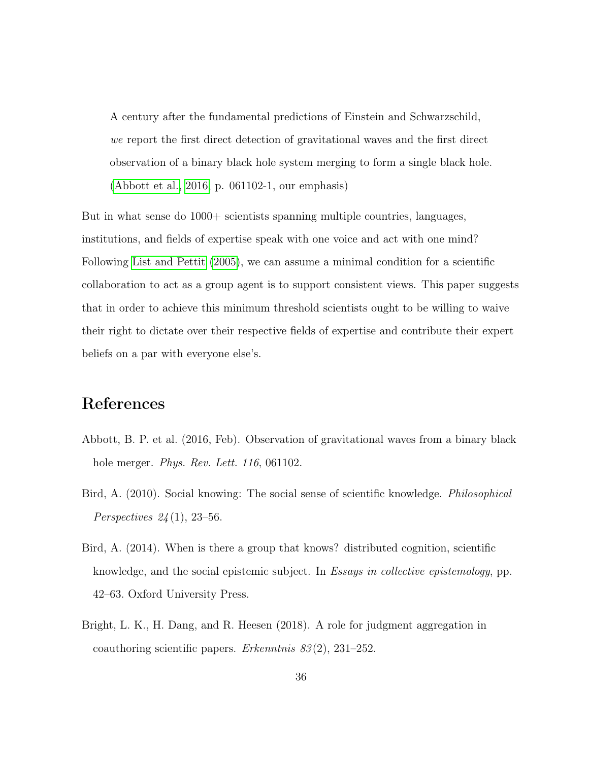> A century after the fundamental predictions of Einstein and Schwarzschild, *we* report the first direct detection of gravitational waves and the first direct observation of a binary black hole system merging to form a single black hole. (Abbott et al., 2016, p. 061102-1, our emphasis)

But in what sense do 1000+ scientists spanning multiple countries, languages, institutions, and fields of expertise speak with one voice and act with one mind? Following List and Pettit (2005), we can assume a minimal condition for a scientific collaboration to act as a group agent is to support consistent views. This paper suggests that in order to achieve this minimum threshold scientists ought to be willing to waive their right to dictate over their respective fields of expertise and contribute their expert beliefs on a par with everyone else's.

# References

Abbott, B. P. et al. (2016, Feb). Observation of gravitational waves from a binary black hole merger. *Phys. Rev. Lett. 116*, 061102.

Bird, A. (2010). Social knowing: The social sense of scientific knowledge. *Philosophical Perspectives 24*(1), 23–56.

Bird, A. (2014). When is there a group that knows? distributed cognition, scientific knowledge, and the social epistemic subject. In *Essays in collective epistemology*, pp. 42–63. Oxford University Press.

Bright, L. K., H. Dang, and R. Heesen (2018). A role for judgment aggregation in coauthoring scientific papers. *Erkenntnis 83*(2), 231–252.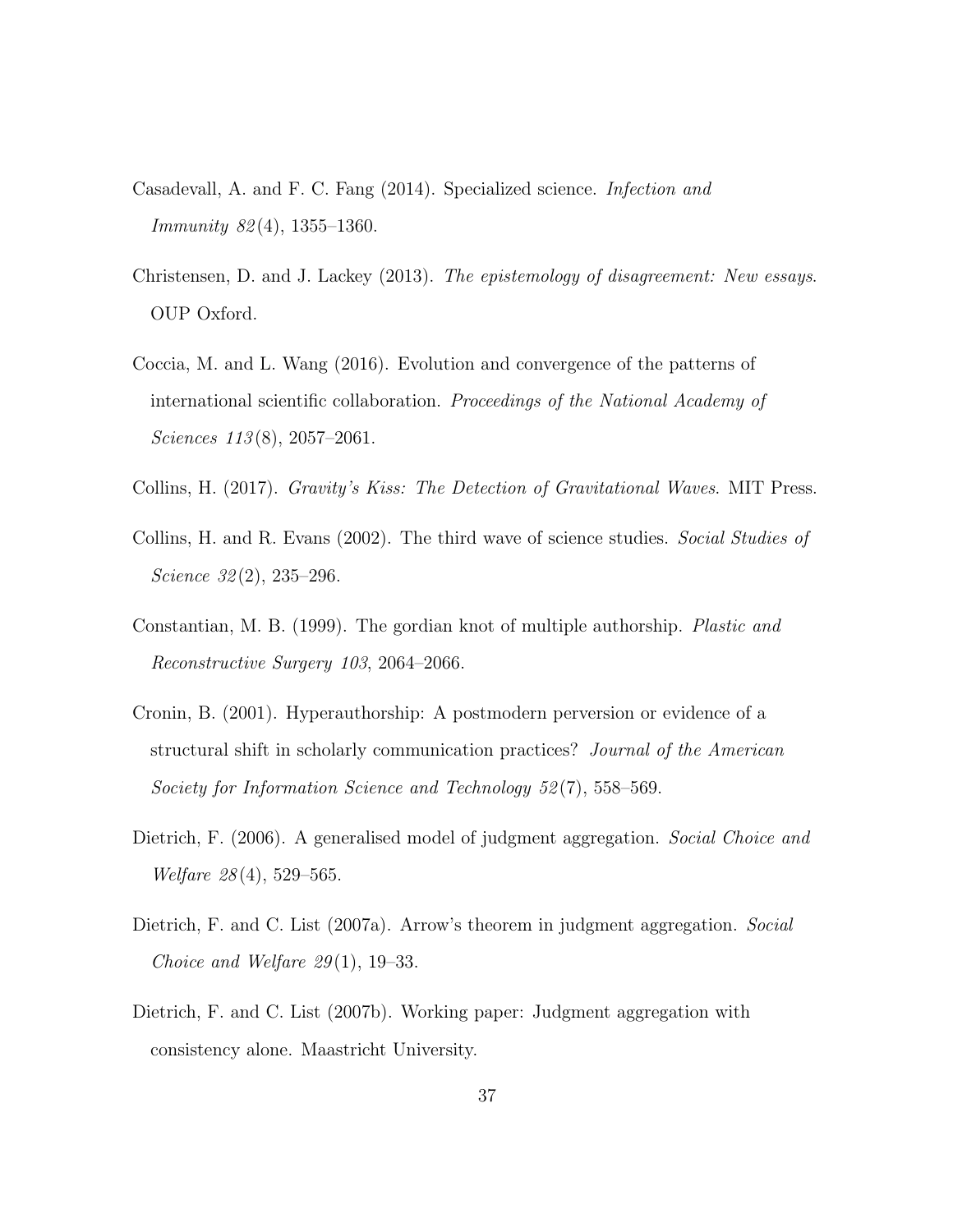Casadevall, A. and F. C. Fang (2014). Specialized science. *Infection and Immunity 82*(4), 1355–1360.

Christensen, D. and J. Lackey (2013). *The epistemology of disagreement: New essays*. OUP Oxford.

Coccia, M. and L. Wang (2016). Evolution and convergence of the patterns of international scientific collaboration. *Proceedings of the National Academy of Sciences 113*(8), 2057–2061.

Collins, H. (2017). *Gravity's Kiss: The Detection of Gravitational Waves*. MIT Press.

Collins, H. and R. Evans (2002). The third wave of science studies. *Social Studies of Science 32*(2), 235–296.

Constantian, M. B. (1999). The gordian knot of multiple authorship. *Plastic and Reconstructive Surgery 103*, 2064–2066.

Cronin, B. (2001). Hyperauthorship: A postmodern perversion or evidence of a structural shift in scholarly communication practices? *Journal of the American Society for Information Science and Technology 52*(7), 558–569.

Dietrich, F. (2006). A generalised model of judgment aggregation. *Social Choice and Welfare 28*(4), 529–565.

Dietrich, F. and C. List (2007a). Arrow's theorem in judgment aggregation. *Social Choice and Welfare 29*(1), 19–33.

Dietrich, F. and C. List (2007b). Working paper: Judgment aggregation with consistency alone. Maastricht University.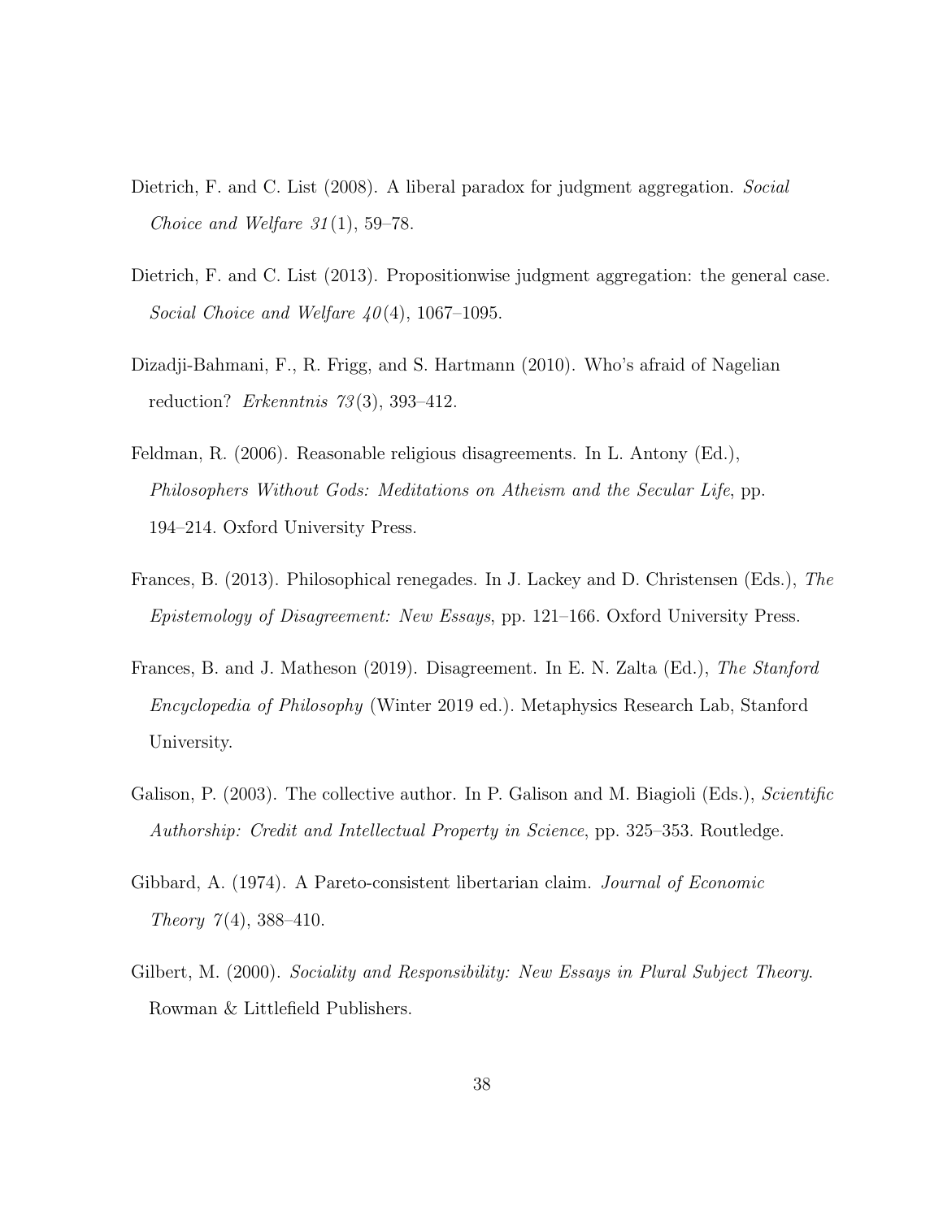Dietrich, F. and C. List (2008). A liberal paradox for judgment aggregation. *Social Choice and Welfare 31*(1), 59–78.

Dietrich, F. and C. List (2013). Propositionwise judgment aggregation: the general case. *Social Choice and Welfare 40*(4), 1067–1095.

Dizadji-Bahmani, F., R. Frigg, and S. Hartmann (2010). Who's afraid of Nagelian reduction? *Erkenntnis 73*(3), 393–412.

Feldman, R. (2006). Reasonable religious disagreements. In L. Antony (Ed.), *Philosophers Without Gods: Meditations on Atheism and the Secular Life*, pp. 194–214. Oxford University Press.

Frances, B. (2013). Philosophical renegades. In J. Lackey and D. Christensen (Eds.), *The Epistemology of Disagreement: New Essays*, pp. 121–166. Oxford University Press.

Frances, B. and J. Matheson (2019). Disagreement. In E. N. Zalta (Ed.), *The Stanford Encyclopedia of Philosophy* (Winter 2019 ed.). Metaphysics Research Lab, Stanford University.

Galison, P. (2003). The collective author. In P. Galison and M. Biagioli (Eds.), *Scientific Authorship: Credit and Intellectual Property in Science*, pp. 325–353. Routledge.

Gibbard, A. (1974). A Pareto-consistent libertarian claim. *Journal of Economic Theory 7*(4), 388–410.

Gilbert, M. (2000). *Sociality and Responsibility: New Essays in Plural Subject Theory*. Rowman & Littlefield Publishers.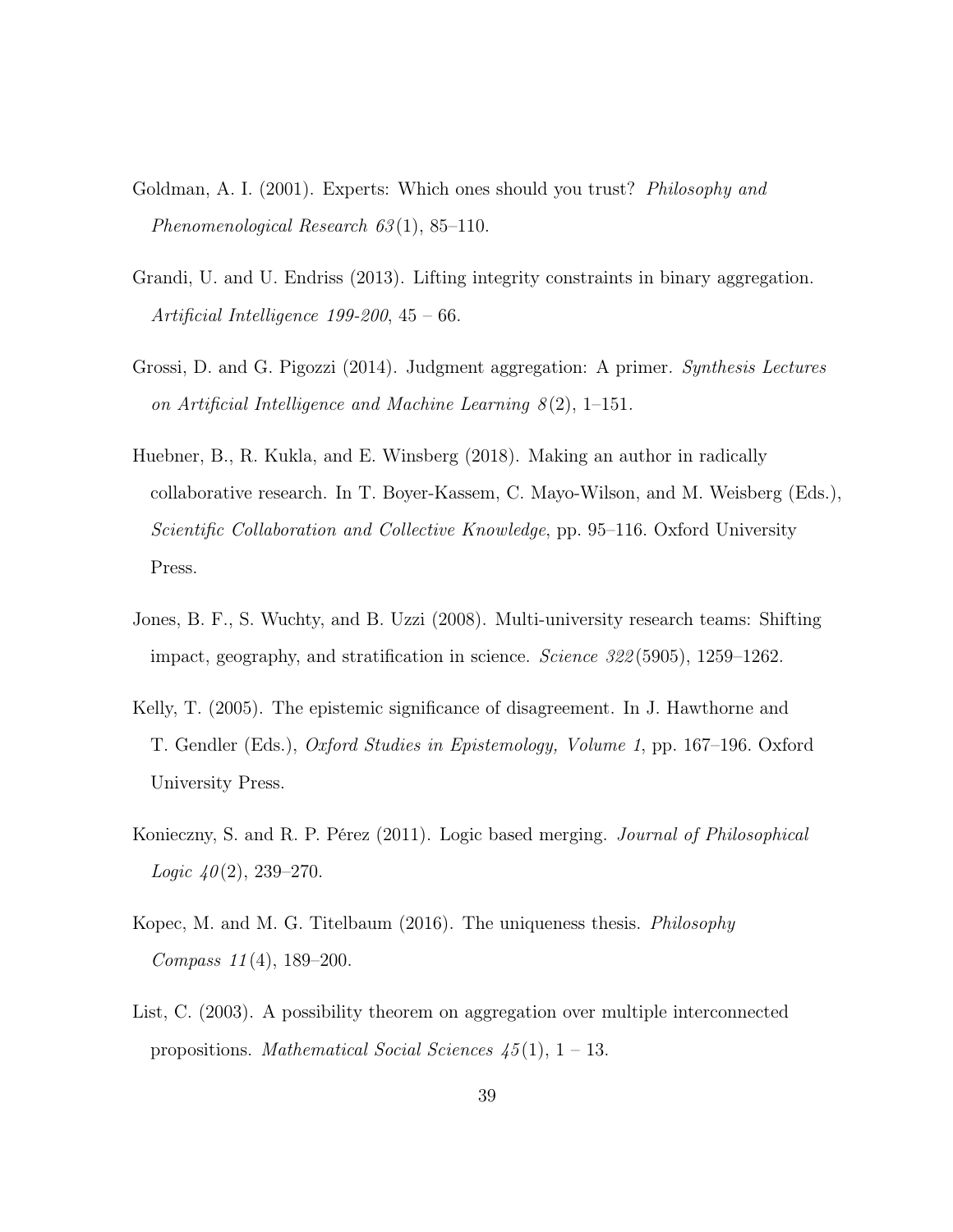Goldman, A. I. (2001). Experts: Which ones should you trust? *Philosophy and Phenomenological Research 63*(1), 85–110.

Grandi, U. and U. Endriss (2013). Lifting integrity constraints in binary aggregation. *Artificial Intelligence 199-200*, 45 – 66.

Grossi, D. and G. Pigozzi (2014). Judgment aggregation: A primer. *Synthesis Lectures on Artificial Intelligence and Machine Learning 8*(2), 1–151.

Huebner, B., R. Kukla, and E. Winsberg (2018). Making an author in radically collaborative research. In T. Boyer-Kassem, C. Mayo-Wilson, and M. Weisberg (Eds.), *Scientific Collaboration and Collective Knowledge*, pp. 95–116. Oxford University Press.

Jones, B. F., S. Wuchty, and B. Uzzi (2008). Multi-university research teams: Shifting impact, geography, and stratification in science. *Science 322*(5905), 1259–1262.

Kelly, T. (2005). The epistemic significance of disagreement. In J. Hawthorne and T. Gendler (Eds.), *Oxford Studies in Epistemology, Volume 1*, pp. 167–196. Oxford University Press.

Konieczny, S. and R. P. Pérez (2011). Logic based merging. *Journal of Philosophical Logic 40*(2), 239–270.

Kopec, M. and M. G. Titelbaum (2016). The uniqueness thesis. *Philosophy Compass 11*(4), 189–200.

List, C. (2003). A possibility theorem on aggregation over multiple interconnected propositions. *Mathematical Social Sciences 45*(1), 1 – 13.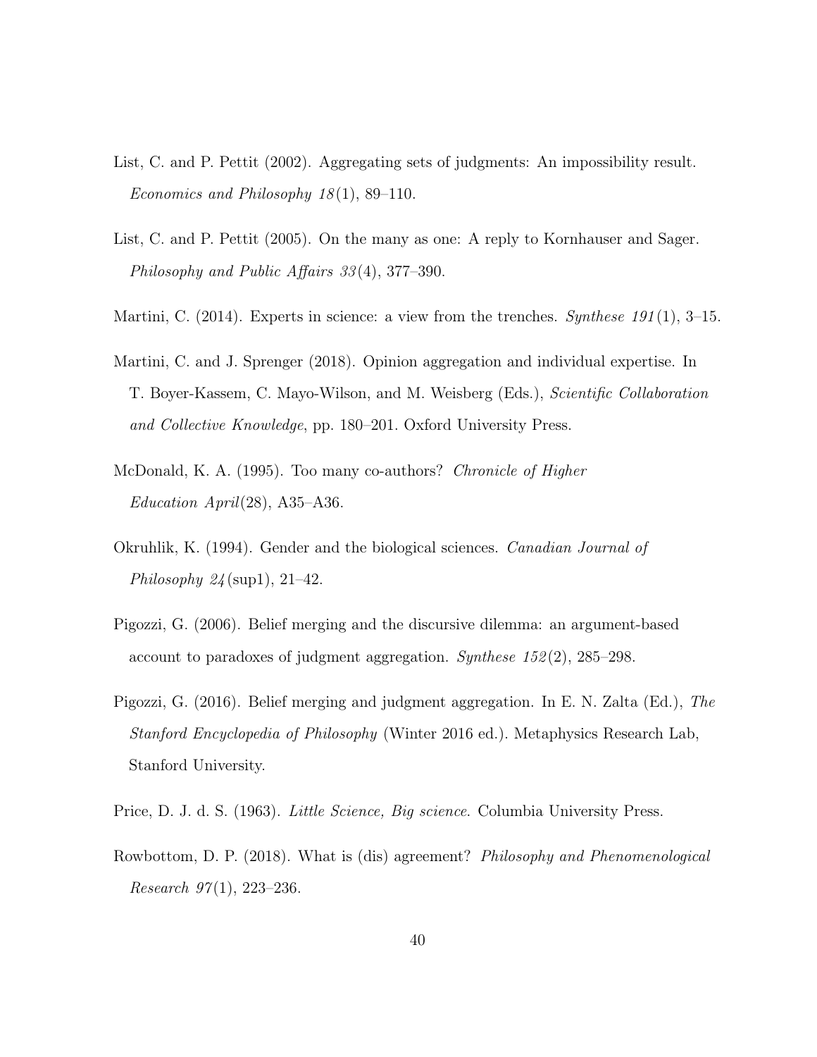List, C. and P. Pettit (2002). Aggregating sets of judgments: An impossibility result. *Economics and Philosophy 18*(1), 89–110.

List, C. and P. Pettit (2005). On the many as one: A reply to Kornhauser and Sager. *Philosophy and Public Affairs 33*(4), 377–390.

Martini, C. (2014). Experts in science: a view from the trenches. *Synthese 191*(1), 3–15.

Martini, C. and J. Sprenger (2018). Opinion aggregation and individual expertise. In T. Boyer-Kassem, C. Mayo-Wilson, and M. Weisberg (Eds.), *Scientific Collaboration and Collective Knowledge*, pp. 180–201. Oxford University Press.

McDonald, K. A. (1995). Too many co-authors? *Chronicle of Higher Education April*(28), A35–A36.

Okruhlik, K. (1994). Gender and the biological sciences. *Canadian Journal of Philosophy 24*(sup1), 21–42.

Pigozzi, G. (2006). Belief merging and the discursive dilemma: an argument-based account to paradoxes of judgment aggregation. *Synthese 152*(2), 285–298.

Pigozzi, G. (2016). Belief merging and judgment aggregation. In E. N. Zalta (Ed.), *The Stanford Encyclopedia of Philosophy* (Winter 2016 ed.). Metaphysics Research Lab, Stanford University.

Price, D. J. d. S. (1963). *Little Science, Big science*. Columbia University Press.

Rowbottom, D. P. (2018). What is (dis) agreement? *Philosophy and Phenomenological Research 97*(1), 223–236.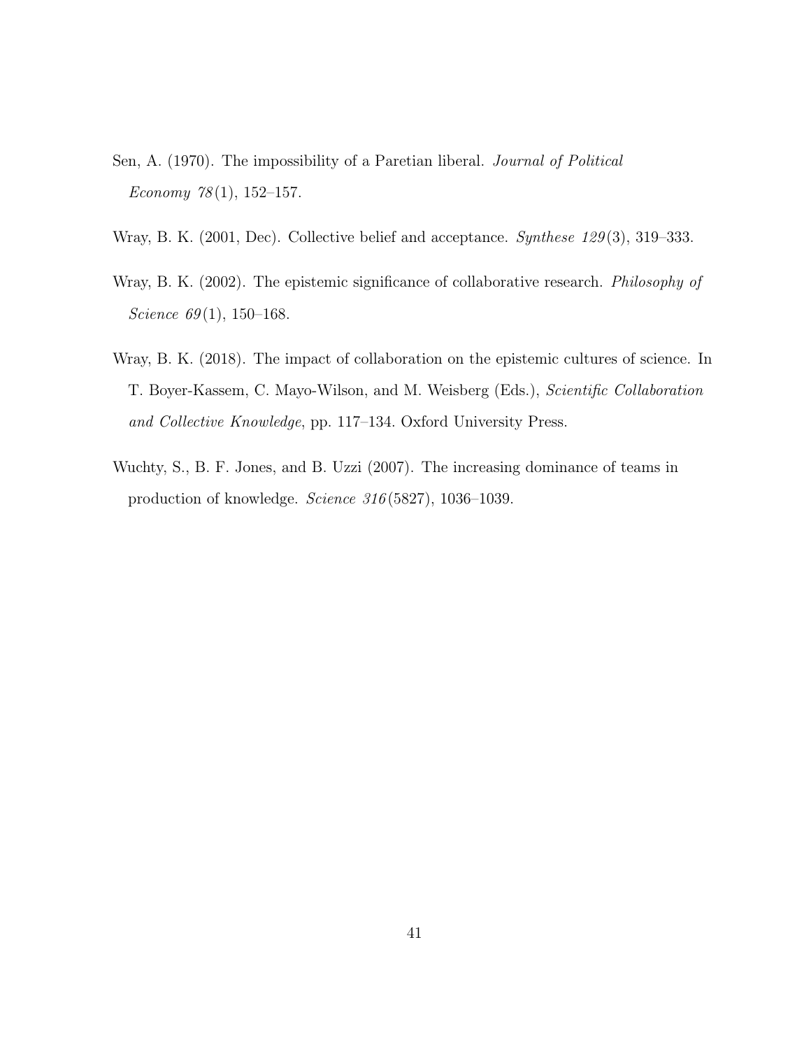Sen, A. (1970). The impossibility of a Paretian liberal. *Journal of Political Economy 78*(1), 152–157.

Wray, B. K. (2001, Dec). Collective belief and acceptance. *Synthese 129*(3), 319–333.

Wray, B. K. (2002). The epistemic significance of collaborative research. *Philosophy of Science 69*(1), 150–168.

Wray, B. K. (2018). The impact of collaboration on the epistemic cultures of science. In T. Boyer-Kassem, C. Mayo-Wilson, and M. Weisberg (Eds.), *Scientific Collaboration and Collective Knowledge*, pp. 117–134. Oxford University Press.

Wuchty, S., B. F. Jones, and B. Uzzi (2007). The increasing dominance of teams in production of knowledge. *Science 316*(5827), 1036–1039.